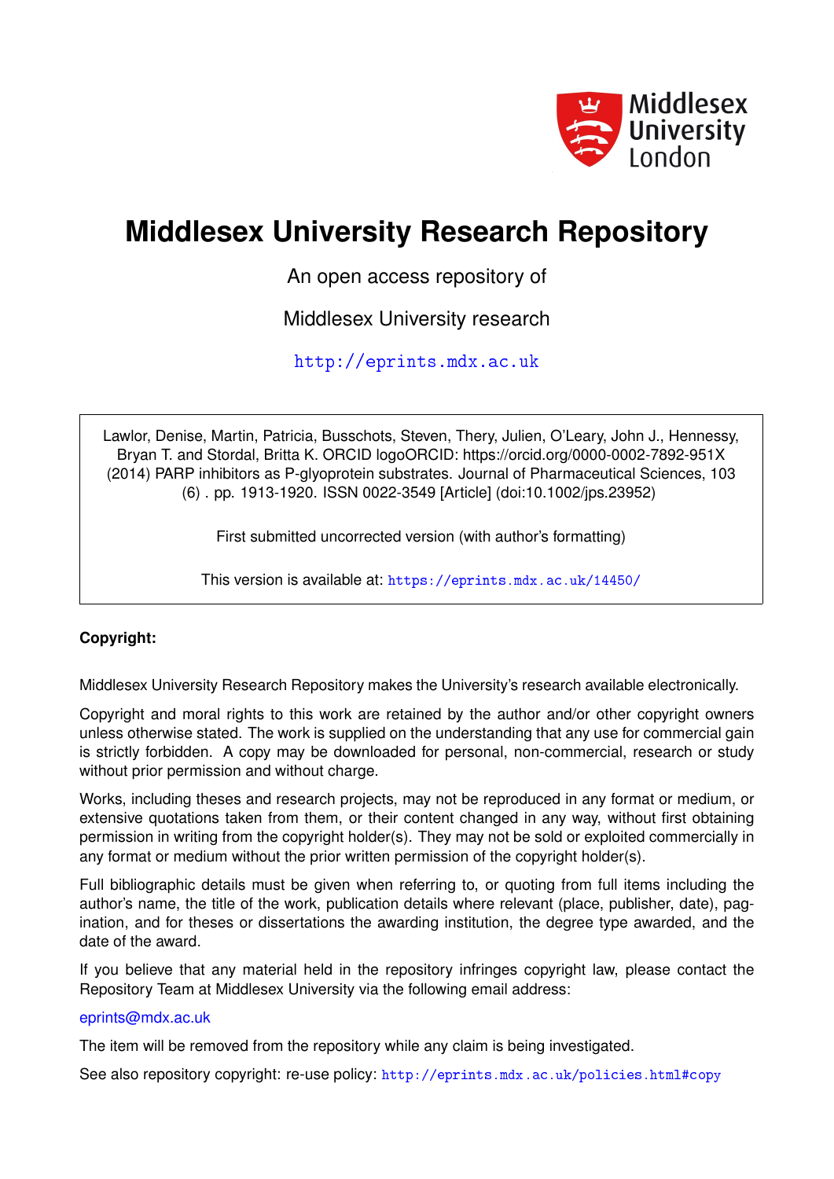Middlesex University London

# Middlesex University Research Repository

An open access repository of

Middlesex University research

http://eprints.mdx.ac.uk

Lawlor, Denise, Martin, Patricia, Busschots, Steven, Thery, Julien, O'Leary, John J., Hennessy, Bryan T. and Stordal, Britta K. ORCID logoORCID: https://orcid.org/0000-0002-7892-951X (2014) PARP inhibitors as P-glyoprotein substrates. Journal of Pharmaceutical Sciences, 103 (6) . pp. 1913-1920. ISSN 0022-3549 [Article] (doi:10.1002/jps.23952)

First submitted uncorrected version (with author's formatting)

This version is available at: https://eprints.mdx.ac.uk/14450/

**Copyright:**

Middlesex University Research Repository makes the University's research available electronically.

Copyright and moral rights to this work are retained by the author and/or other copyright owners unless otherwise stated. The work is supplied on the understanding that any use for commercial gain is strictly forbidden. A copy may be downloaded for personal, non-commercial, research or study without prior permission and without charge.

Works, including theses and research projects, may not be reproduced in any format or medium, or extensive quotations taken from them, or their content changed in any way, without first obtaining permission in writing from the copyright holder(s). They may not be sold or exploited commercially in any format or medium without the prior written permission of the copyright holder(s).

Full bibliographic details must be given when referring to, or quoting from full items including the author's name, the title of the work, publication details where relevant (place, publisher, date), pagination, and for theses or dissertations the awarding institution, the degree type awarded, and the date of the award.

If you believe that any material held in the repository infringes copyright law, please contact the Repository Team at Middlesex University via the following email address:

eprints@mdx.ac.uk

The item will be removed from the repository while any claim is being investigated.

See also repository copyright: re-use policy: http://eprints.mdx.ac.uk/policies.html#copy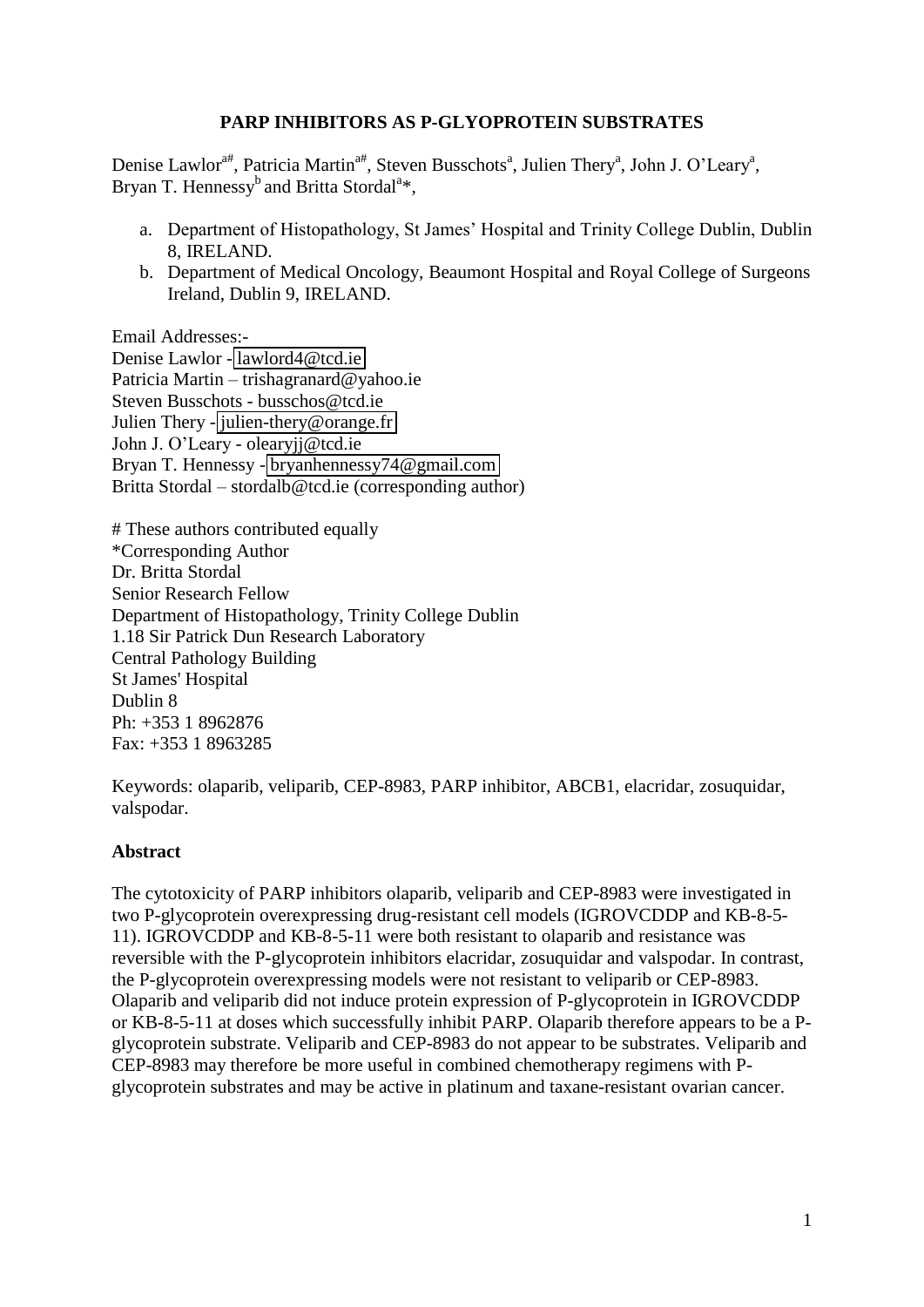# PARP INHIBITORS AS P-GLYOPROTEIN SUBSTRATES

Denise Lawlor[a#], Patricia Martin[a#], Steven Busschots[a], Julien Thery[a], John J. O'Leary[a], Bryan T. Hennessy[b] and Britta Stordal[a]*,

a. Department of Histopathology, St James' Hospital and Trinity College Dublin, Dublin 8, IRELAND.
b. Department of Medical Oncology, Beaumont Hospital and Royal College of Surgeons Ireland, Dublin 9, IRELAND.

Email Addresses:-
Denise Lawlor - lawlord4@tcd.ie
Patricia Martin – trishagranard@yahoo.ie
Steven Busschots - busschos@tcd.ie
Julien Thery - julien-thery@orange.fr
John J. O'Leary - olearyjj@tcd.ie
Bryan T. Hennessy - bryanhennessy74@gmail.com
Britta Stordal – stordalb@tcd.ie (corresponding author)

# These authors contributed equally
*Corresponding Author
Dr. Britta Stordal
Senior Research Fellow
Department of Histopathology, Trinity College Dublin
1.18 Sir Patrick Dun Research Laboratory
Central Pathology Building
St James' Hospital
Dublin 8
Ph: +353 1 8962876
Fax: +353 1 8963285

Keywords: olaparib, veliparib, CEP-8983, PARP inhibitor, ABCB1, elacridar, zosuquidar, valspodar.

## Abstract

The cytotoxicity of PARP inhibitors olaparib, veliparib and CEP-8983 were investigated in two P-glycoprotein overexpressing drug-resistant cell models (IGROVCDDP and KB-8-5-11). IGROVCDDP and KB-8-5-11 were both resistant to olaparib and resistance was reversible with the P-glycoprotein inhibitors elacridar, zosuquidar and valspodar. In contrast, the P-glycoprotein overexpressing models were not resistant to veliparib or CEP-8983. Olaparib and veliparib did not induce protein expression of P-glycoprotein in IGROVCDDP or KB-8-5-11 at doses which successfully inhibit PARP. Olaparib therefore appears to be a P-glycoprotein substrate. Veliparib and CEP-8983 do not appear to be substrates. Veliparib and CEP-8983 may therefore be more useful in combined chemotherapy regimens with P-glycoprotein substrates and may be active in platinum and taxane-resistant ovarian cancer.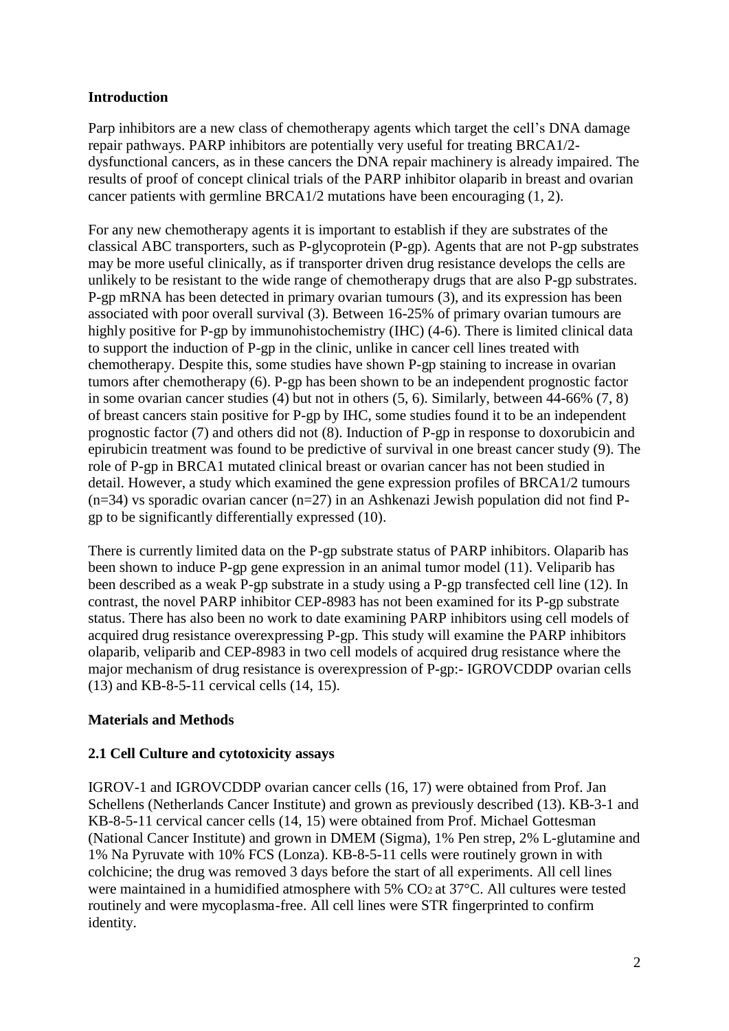## Introduction

Parp inhibitors are a new class of chemotherapy agents which target the cell's DNA damage repair pathways. PARP inhibitors are potentially very useful for treating BRCA1/2-dysfunctional cancers, as in these cancers the DNA repair machinery is already impaired. The results of proof of concept clinical trials of the PARP inhibitor olaparib in breast and ovarian cancer patients with germline BRCA1/2 mutations have been encouraging (1, 2).

For any new chemotherapy agents it is important to establish if they are substrates of the classical ABC transporters, such as P-glycoprotein (P-gp). Agents that are not P-gp substrates may be more useful clinically, as if transporter driven drug resistance develops the cells are unlikely to be resistant to the wide range of chemotherapy drugs that are also P-gp substrates. P-gp mRNA has been detected in primary ovarian tumours (3), and its expression has been associated with poor overall survival (3). Between 16-25% of primary ovarian tumours are highly positive for P-gp by immunohistochemistry (IHC) (4-6). There is limited clinical data to support the induction of P-gp in the clinic, unlike in cancer cell lines treated with chemotherapy. Despite this, some studies have shown P-gp staining to increase in ovarian tumors after chemotherapy (6). P-gp has been shown to be an independent prognostic factor in some ovarian cancer studies (4) but not in others (5, 6). Similarly, between 44-66% (7, 8) of breast cancers stain positive for P-gp by IHC, some studies found it to be an independent prognostic factor (7) and others did not (8). Induction of P-gp in response to doxorubicin and epirubicin treatment was found to be predictive of survival in one breast cancer study (9). The role of P-gp in BRCA1 mutated clinical breast or ovarian cancer has not been studied in detail. However, a study which examined the gene expression profiles of BRCA1/2 tumours (n=34) vs sporadic ovarian cancer (n=27) in an Ashkenazi Jewish population did not find P-gp to be significantly differentially expressed (10).

There is currently limited data on the P-gp substrate status of PARP inhibitors. Olaparib has been shown to induce P-gp gene expression in an animal tumor model (11). Veliparib has been described as a weak P-gp substrate in a study using a P-gp transfected cell line (12). In contrast, the novel PARP inhibitor CEP-8983 has not been examined for its P-gp substrate status. There has also been no work to date examining PARP inhibitors using cell models of acquired drug resistance overexpressing P-gp. This study will examine the PARP inhibitors olaparib, veliparib and CEP-8983 in two cell models of acquired drug resistance where the major mechanism of drug resistance is overexpression of P-gp:- IGROVCDDP ovarian cells (13) and KB-8-5-11 cervical cells (14, 15).

## Materials and Methods

### 2.1 Cell Culture and cytotoxicity assays

IGROV-1 and IGROVCDDP ovarian cancer cells (16, 17) were obtained from Prof. Jan Schellens (Netherlands Cancer Institute) and grown as previously described (13). KB-3-1 and KB-8-5-11 cervical cancer cells (14, 15) were obtained from Prof. Michael Gottesman (National Cancer Institute) and grown in DMEM (Sigma), 1% Pen strep, 2% L-glutamine and 1% Na Pyruvate with 10% FCS (Lonza). KB-8-5-11 cells were routinely grown in with colchicine; the drug was removed 3 days before the start of all experiments. All cell lines were maintained in a humidified atmosphere with 5% $CO_2$ at 37°C. All cultures were tested routinely and were mycoplasma-free. All cell lines were STR fingerprinted to confirm identity.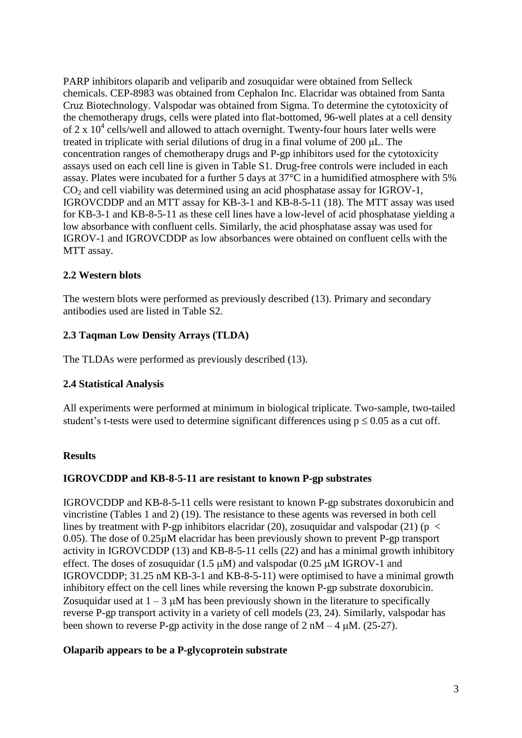PARP inhibitors olaparib and veliparib and zosuquidar were obtained from Selleck chemicals. CEP-8983 was obtained from Cephalon Inc. Elacridar was obtained from Santa Cruz Biotechnology. Valspodar was obtained from Sigma. To determine the cytotoxicity of the chemotherapy drugs, cells were plated into flat-bottomed, 96-well plates at a cell density of $2 \times 10^4$ cells/well and allowed to attach overnight. Twenty-four hours later wells were treated in triplicate with serial dilutions of drug in a final volume of 200 μL. The concentration ranges of chemotherapy drugs and P-gp inhibitors used for the cytotoxicity assays used on each cell line is given in Table S1. Drug-free controls were included in each assay. Plates were incubated for a further 5 days at 37°C in a humidified atmosphere with 5% $CO_2$ and cell viability was determined using an acid phosphatase assay for IGROV-1, IGROVCDDP and an MTT assay for KB-3-1 and KB-8-5-11 (18). The MTT assay was used for KB-3-1 and KB-8-5-11 as these cell lines have a low-level of acid phosphatase yielding a low absorbance with confluent cells. Similarly, the acid phosphatase assay was used for IGROV-1 and IGROVCDDP as low absorbances were obtained on confluent cells with the MTT assay.

### 2.2 Western blots

The western blots were performed as previously described (13). Primary and secondary antibodies used are listed in Table S2.

### 2.3 Taqman Low Density Arrays (TLDA)

The TLDAs were performed as previously described (13).

### 2.4 Statistical Analysis

All experiments were performed at minimum in biological triplicate. Two-sample, two-tailed student's t-tests were used to determine significant differences using $p \leq 0.05$ as a cut off.

## Results

### IGROVCDDP and KB-8-5-11 are resistant to known P-gp substrates

IGROVCDDP and KB-8-5-11 cells were resistant to known P-gp substrates doxorubicin and vincristine (Tables 1 and 2) (19). The resistance to these agents was reversed in both cell lines by treatment with P-gp inhibitors elacridar (20), zosuquidar and valspodar (21) ($p < 0.05$). The dose of 0.25μM elacridar has been previously shown to prevent P-gp transport activity in IGROVCDDP (13) and KB-8-5-11 cells (22) and has a minimal growth inhibitory effect. The doses of zosuquidar (1.5 μM) and valspodar (0.25 μM IGROV-1 and IGROVCDDP; 31.25 nM KB-3-1 and KB-8-5-11) were optimised to have a minimal growth inhibitory effect on the cell lines while reversing the known P-gp substrate doxorubicin. Zosuquidar used at 1 – 3 μM has been previously shown in the literature to specifically reverse P-gp transport activity in a variety of cell models (23, 24). Similarly, valspodar has been shown to reverse P-gp activity in the dose range of 2 nM – 4 μM. (25-27).

### Olaparib appears to be a P-glycoprotein substrate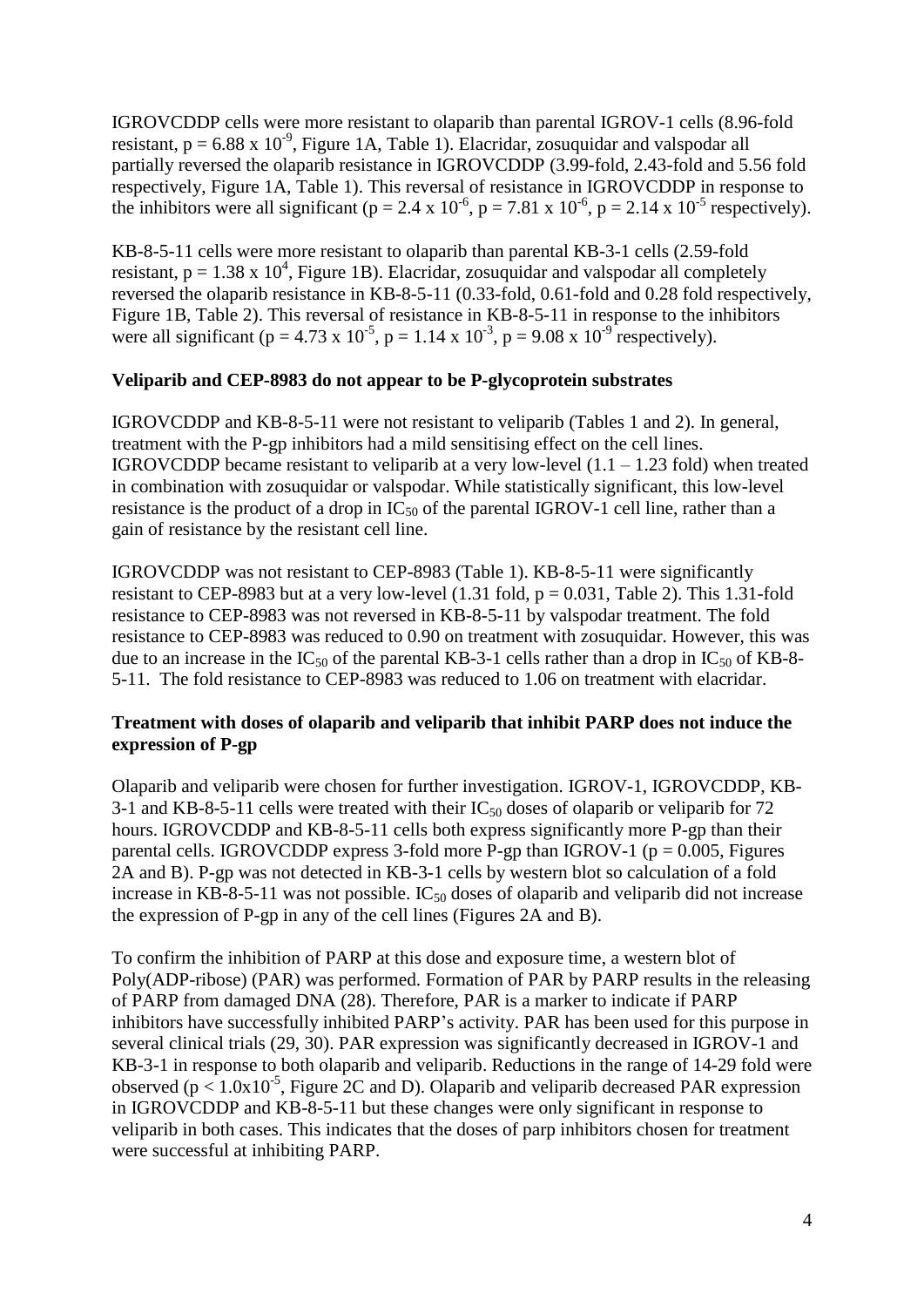IGROVCDDP cells were more resistant to olaparib than parental IGROV-1 cells (8.96-fold resistant, $p = 6.88 \times 10^{-9}$, Figure 1A, Table 1). Elacridar, zosuquidar and valspodar all partially reversed the olaparib resistance in IGROVCDDP (3.99-fold, 2.43-fold and 5.56 fold respectively, Figure 1A, Table 1). This reversal of resistance in IGROVCDDP in response to the inhibitors were all significant ($p = 2.4 \times 10^{-6}$, $p = 7.81 \times 10^{-6}$, $p = 2.14 \times 10^{-5}$ respectively).

KB-8-5-11 cells were more resistant to olaparib than parental KB-3-1 cells (2.59-fold resistant, $p = 1.38 \times 10^{4}$, Figure 1B). Elacridar, zosuquidar and valspodar all completely reversed the olaparib resistance in KB-8-5-11 (0.33-fold, 0.61-fold and 0.28 fold respectively, Figure 1B, Table 2). This reversal of resistance in KB-8-5-11 in response to the inhibitors were all significant ($p = 4.73 \times 10^{-5}$, $p = 1.14 \times 10^{-3}$, $p = 9.08 \times 10^{-9}$ respectively).

**Veliparib and CEP-8983 do not appear to be P-glycoprotein substrates**

IGROVCDDP and KB-8-5-11 were not resistant to veliparib (Tables 1 and 2). In general, treatment with the P-gp inhibitors had a mild sensitising effect on the cell lines. IGROVCDDP became resistant to veliparib at a very low-level (1.1 – 1.23 fold) when treated in combination with zosuquidar or valspodar. While statistically significant, this low-level resistance is the product of a drop in $IC_{50}$ of the parental IGROV-1 cell line, rather than a gain of resistance by the resistant cell line.

IGROVCDDP was not resistant to CEP-8983 (Table 1). KB-8-5-11 were significantly resistant to CEP-8983 but at a very low-level (1.31 fold, $p = 0.031$, Table 2). This 1.31-fold resistance to CEP-8983 was not reversed in KB-8-5-11 by valspodar treatment. The fold resistance to CEP-8983 was reduced to 0.90 on treatment with zosuquidar. However, this was due to an increase in the $IC_{50}$ of the parental KB-3-1 cells rather than a drop in $IC_{50}$ of KB-8-5-11. The fold resistance to CEP-8983 was reduced to 1.06 on treatment with elacridar.

**Treatment with doses of olaparib and veliparib that inhibit PARP does not induce the expression of P-gp**

Olaparib and veliparib were chosen for further investigation. IGROV-1, IGROVCDDP, KB-3-1 and KB-8-5-11 cells were treated with their $IC_{50}$ doses of olaparib or veliparib for 72 hours. IGROVCDDP and KB-8-5-11 cells both express significantly more P-gp than their parental cells. IGROVCDDP express 3-fold more P-gp than IGROV-1 ($p = 0.005$, Figures 2A and B). P-gp was not detected in KB-3-1 cells by western blot so calculation of a fold increase in KB-8-5-11 was not possible. $IC_{50}$ doses of olaparib and veliparib did not increase the expression of P-gp in any of the cell lines (Figures 2A and B).

To confirm the inhibition of PARP at this dose and exposure time, a western blot of Poly(ADP-ribose) (PAR) was performed. Formation of PAR by PARP results in the releasing of PARP from damaged DNA (28). Therefore, PAR is a marker to indicate if PARP inhibitors have successfully inhibited PARP's activity. PAR has been used for this purpose in several clinical trials (29, 30). PAR expression was significantly decreased in IGROV-1 and KB-3-1 in response to both olaparib and veliparib. Reductions in the range of 14-29 fold were observed ($p < 1.0 \times 10^{-5}$, Figure 2C and D). Olaparib and veliparib decreased PAR expression in IGROVCDDP and KB-8-5-11 but these changes were only significant in response to veliparib in both cases. This indicates that the doses of parp inhibitors chosen for treatment were successful at inhibiting PARP.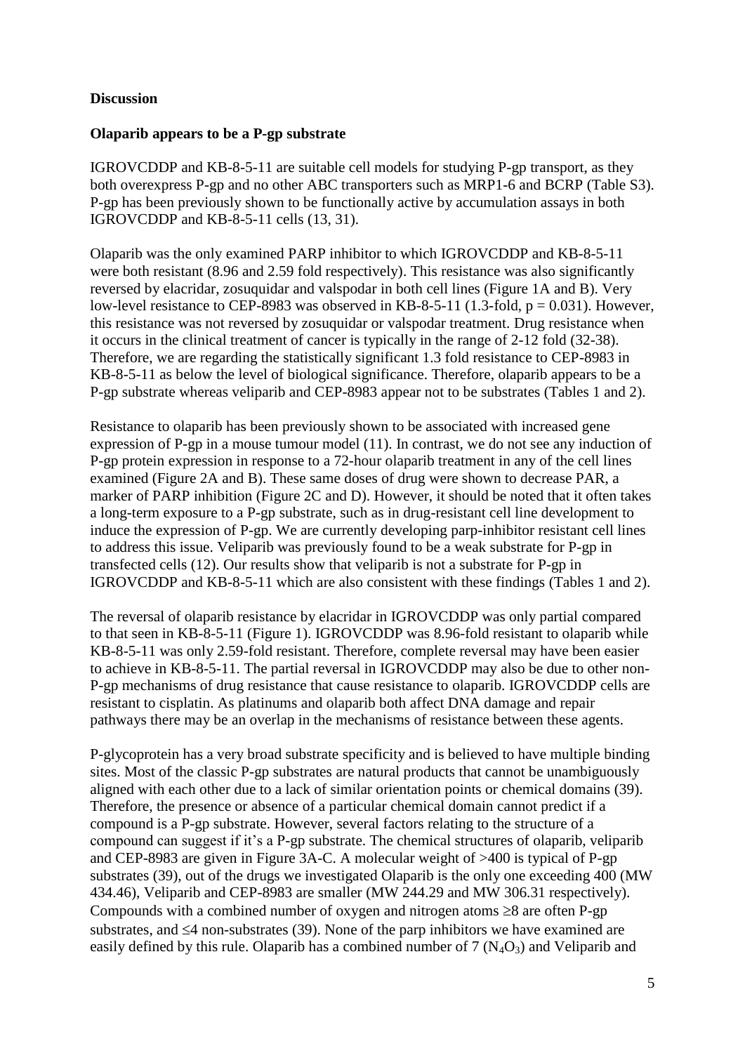**Discussion**

**Olaparib appears to be a P-gp substrate**

IGROVCDDP and KB-8-5-11 are suitable cell models for studying P-gp transport, as they both overexpress P-gp and no other ABC transporters such as MRP1-6 and BCRP (Table S3). P-gp has been previously shown to be functionally active by accumulation assays in both IGROVCDDP and KB-8-5-11 cells (13, 31).

Olaparib was the only examined PARP inhibitor to which IGROVCDDP and KB-8-5-11 were both resistant (8.96 and 2.59 fold respectively). This resistance was also significantly reversed by elacridar, zosuquidar and valspodar in both cell lines (Figure 1A and B). Very low-level resistance to CEP-8983 was observed in KB-8-5-11 (1.3-fold, $p = 0.031$). However, this resistance was not reversed by zosuquidar or valspodar treatment. Drug resistance when it occurs in the clinical treatment of cancer is typically in the range of 2-12 fold (32-38). Therefore, we are regarding the statistically significant 1.3 fold resistance to CEP-8983 in KB-8-5-11 as below the level of biological significance. Therefore, olaparib appears to be a P-gp substrate whereas veliparib and CEP-8983 appear not to be substrates (Tables 1 and 2).

Resistance to olaparib has been previously shown to be associated with increased gene expression of P-gp in a mouse tumour model (11). In contrast, we do not see any induction of P-gp protein expression in response to a 72-hour olaparib treatment in any of the cell lines examined (Figure 2A and B). These same doses of drug were shown to decrease PAR, a marker of PARP inhibition (Figure 2C and D). However, it should be noted that it often takes a long-term exposure to a P-gp substrate, such as in drug-resistant cell line development to induce the expression of P-gp. We are currently developing parp-inhibitor resistant cell lines to address this issue. Veliparib was previously found to be a weak substrate for P-gp in transfected cells (12). Our results show that veliparib is not a substrate for P-gp in IGROVCDDP and KB-8-5-11 which are also consistent with these findings (Tables 1 and 2).

The reversal of olaparib resistance by elacridar in IGROVCDDP was only partial compared to that seen in KB-8-5-11 (Figure 1). IGROVCDDP was 8.96-fold resistant to olaparib while KB-8-5-11 was only 2.59-fold resistant. Therefore, complete reversal may have been easier to achieve in KB-8-5-11. The partial reversal in IGROVCDDP may also be due to other non-P-gp mechanisms of drug resistance that cause resistance to olaparib. IGROVCDDP cells are resistant to cisplatin. As platinums and olaparib both affect DNA damage and repair pathways there may be an overlap in the mechanisms of resistance between these agents.

P-glycoprotein has a very broad substrate specificity and is believed to have multiple binding sites. Most of the classic P-gp substrates are natural products that cannot be unambiguously aligned with each other due to a lack of similar orientation points or chemical domains (39). Therefore, the presence or absence of a particular chemical domain cannot predict if a compound is a P-gp substrate. However, several factors relating to the structure of a compound can suggest if it's a P-gp substrate. The chemical structures of olaparib, veliparib and CEP-8983 are given in Figure 3A-C. A molecular weight of >400 is typical of P-gp substrates (39), out of the drugs we investigated Olaparib is the only one exceeding 400 (MW 434.46), Veliparib and CEP-8983 are smaller (MW 244.29 and MW 306.31 respectively). Compounds with a combined number of oxygen and nitrogen atoms ≥8 are often P-gp substrates, and ≤4 non-substrates (39). None of the parp inhibitors we have examined are easily defined by this rule. Olaparib has a combined number of 7 ($N_4O_3$) and Veliparib and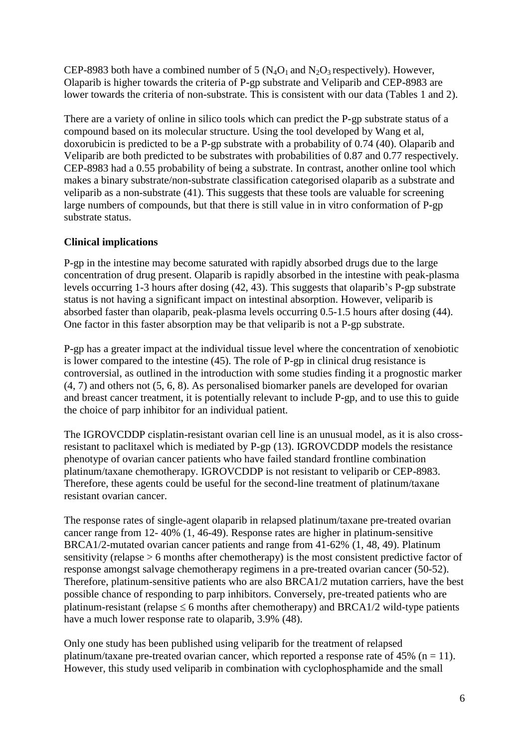CEP-8983 both have a combined number of 5 ($N_4O_1$ and $N_2O_3$ respectively). However, Olaparib is higher towards the criteria of P-gp substrate and Veliparib and CEP-8983 are lower towards the criteria of non-substrate. This is consistent with our data (Tables 1 and 2).

There are a variety of online in silico tools which can predict the P-gp substrate status of a compound based on its molecular structure. Using the tool developed by Wang et al, doxorubicin is predicted to be a P-gp substrate with a probability of 0.74 (40). Olaparib and Veliparib are both predicted to be substrates with probabilities of 0.87 and 0.77 respectively. CEP-8983 had a 0.55 probability of being a substrate. In contrast, another online tool which makes a binary substrate/non-substrate classification categorised olaparib as a substrate and veliparib as a non-substrate (41). This suggests that these tools are valuable for screening large numbers of compounds, but that there is still value in in vitro conformation of P-gp substrate status.

**Clinical implications**

P-gp in the intestine may become saturated with rapidly absorbed drugs due to the large concentration of drug present. Olaparib is rapidly absorbed in the intestine with peak-plasma levels occurring 1-3 hours after dosing (42, 43). This suggests that olaparib's P-gp substrate status is not having a significant impact on intestinal absorption. However, veliparib is absorbed faster than olaparib, peak-plasma levels occurring 0.5-1.5 hours after dosing (44). One factor in this faster absorption may be that veliparib is not a P-gp substrate.

P-gp has a greater impact at the individual tissue level where the concentration of xenobiotic is lower compared to the intestine (45). The role of P-gp in clinical drug resistance is controversial, as outlined in the introduction with some studies finding it a prognostic marker (4, 7) and others not (5, 6, 8). As personalised biomarker panels are developed for ovarian and breast cancer treatment, it is potentially relevant to include P-gp, and to use this to guide the choice of parp inhibitor for an individual patient.

The IGROVCDDP cisplatin-resistant ovarian cell line is an unusual model, as it is also cross-resistant to paclitaxel which is mediated by P-gp (13). IGROVCDDP models the resistance phenotype of ovarian cancer patients who have failed standard frontline combination platinum/taxane chemotherapy. IGROVCDDP is not resistant to veliparib or CEP-8983. Therefore, these agents could be useful for the second-line treatment of platinum/taxane resistant ovarian cancer.

The response rates of single-agent olaparib in relapsed platinum/taxane pre-treated ovarian cancer range from 12- 40% (1, 46-49). Response rates are higher in platinum-sensitive BRCA1/2-mutated ovarian cancer patients and range from 41-62% (1, 48, 49). Platinum sensitivity (relapse > 6 months after chemotherapy) is the most consistent predictive factor of response amongst salvage chemotherapy regimens in a pre-treated ovarian cancer (50-52). Therefore, platinum-sensitive patients who are also BRCA1/2 mutation carriers, have the best possible chance of responding to parp inhibitors. Conversely, pre-treated patients who are platinum-resistant (relapse $\leq$ 6 months after chemotherapy) and BRCA1/2 wild-type patients have a much lower response rate to olaparib, 3.9% (48).

Only one study has been published using veliparib for the treatment of relapsed platinum/taxane pre-treated ovarian cancer, which reported a response rate of 45% ($n = 11$). However, this study used veliparib in combination with cyclophosphamide and the small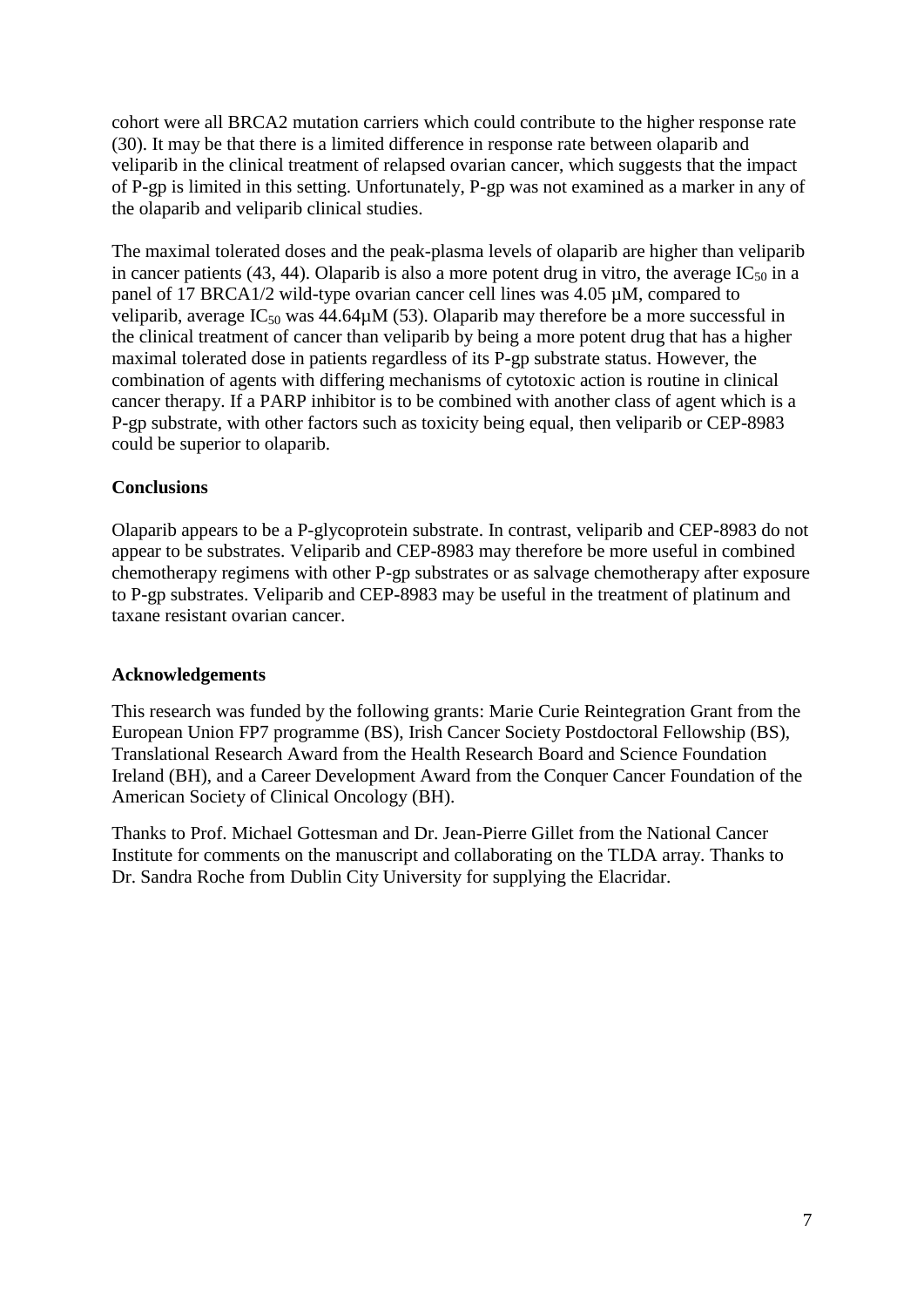cohort were all BRCA2 mutation carriers which could contribute to the higher response rate (30). It may be that there is a limited difference in response rate between olaparib and veliparib in the clinical treatment of relapsed ovarian cancer, which suggests that the impact of P-gp is limited in this setting. Unfortunately, P-gp was not examined as a marker in any of the olaparib and veliparib clinical studies.

The maximal tolerated doses and the peak-plasma levels of olaparib are higher than veliparib in cancer patients (43, 44). Olaparib is also a more potent drug in vitro, the average $IC_{50}$ in a panel of 17 BRCA1/2 wild-type ovarian cancer cell lines was 4.05 µM, compared to veliparib, average $IC_{50}$ was 44.64µM (53). Olaparib may therefore be a more successful in the clinical treatment of cancer than veliparib by being a more potent drug that has a higher maximal tolerated dose in patients regardless of its P-gp substrate status. However, the combination of agents with differing mechanisms of cytotoxic action is routine in clinical cancer therapy. If a PARP inhibitor is to be combined with another class of agent which is a P-gp substrate, with other factors such as toxicity being equal, then veliparib or CEP-8983 could be superior to olaparib.

**Conclusions**

Olaparib appears to be a P-glycoprotein substrate. In contrast, veliparib and CEP-8983 do not appear to be substrates. Veliparib and CEP-8983 may therefore be more useful in combined chemotherapy regimens with other P-gp substrates or as salvage chemotherapy after exposure to P-gp substrates. Veliparib and CEP-8983 may be useful in the treatment of platinum and taxane resistant ovarian cancer.

**Acknowledgements**

This research was funded by the following grants: Marie Curie Reintegration Grant from the European Union FP7 programme (BS), Irish Cancer Society Postdoctoral Fellowship (BS), Translational Research Award from the Health Research Board and Science Foundation Ireland (BH), and a Career Development Award from the Conquer Cancer Foundation of the American Society of Clinical Oncology (BH).

Thanks to Prof. Michael Gottesman and Dr. Jean-Pierre Gillet from the National Cancer Institute for comments on the manuscript and collaborating on the TLDA array. Thanks to Dr. Sandra Roche from Dublin City University for supplying the Elacridar.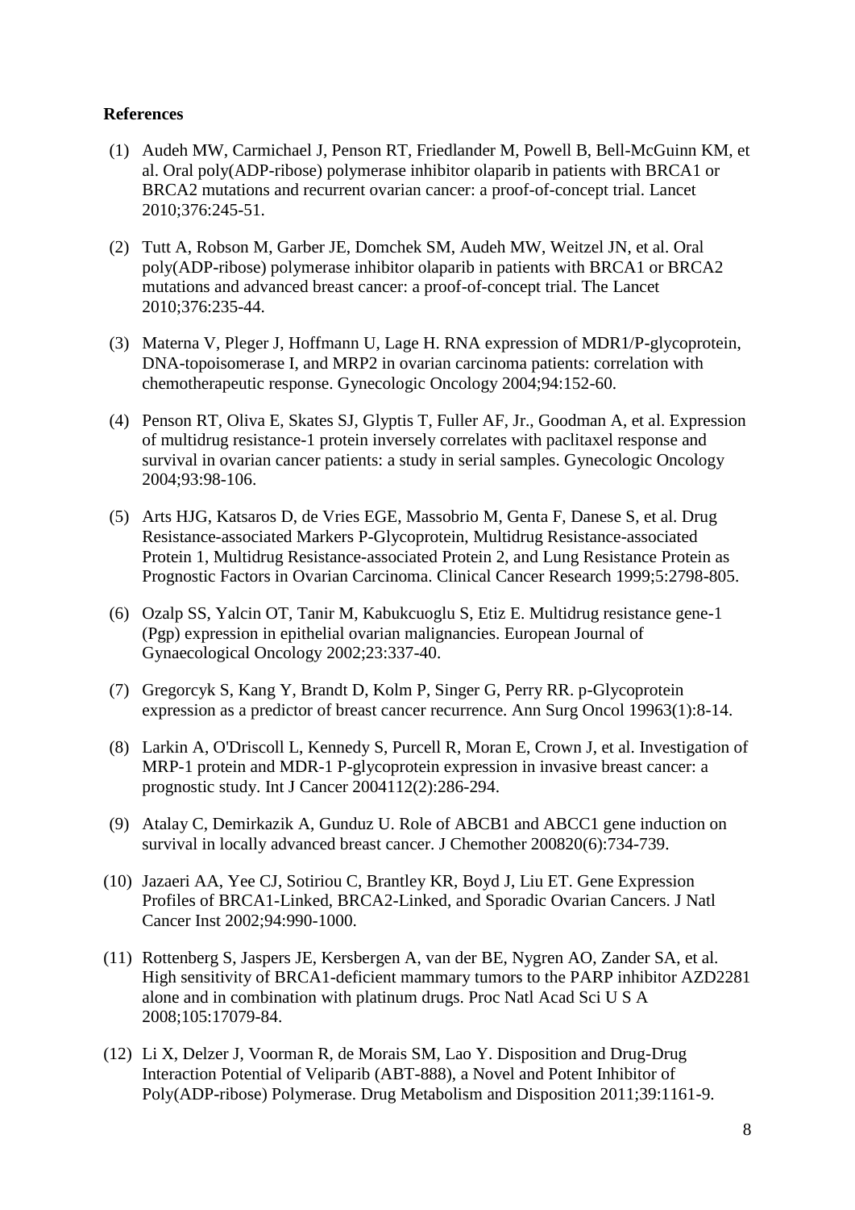**References**

(1) Audeh MW, Carmichael J, Penson RT, Friedlander M, Powell B, Bell-McGuinn KM, et al. Oral poly(ADP-ribose) polymerase inhibitor olaparib in patients with BRCA1 or BRCA2 mutations and recurrent ovarian cancer: a proof-of-concept trial. Lancet 2010;376:245-51.

(2) Tutt A, Robson M, Garber JE, Domchek SM, Audeh MW, Weitzel JN, et al. Oral poly(ADP-ribose) polymerase inhibitor olaparib in patients with BRCA1 or BRCA2 mutations and advanced breast cancer: a proof-of-concept trial. The Lancet 2010;376:235-44.

(3) Materna V, Pleger J, Hoffmann U, Lage H. RNA expression of MDR1/P-glycoprotein, DNA-topoisomerase I, and MRP2 in ovarian carcinoma patients: correlation with chemotherapeutic response. Gynecologic Oncology 2004;94:152-60.

(4) Penson RT, Oliva E, Skates SJ, Glyptis T, Fuller AF, Jr., Goodman A, et al. Expression of multidrug resistance-1 protein inversely correlates with paclitaxel response and survival in ovarian cancer patients: a study in serial samples. Gynecologic Oncology 2004;93:98-106.

(5) Arts HJG, Katsaros D, de Vries EGE, Massobrio M, Genta F, Danese S, et al. Drug Resistance-associated Markers P-Glycoprotein, Multidrug Resistance-associated Protein 1, Multidrug Resistance-associated Protein 2, and Lung Resistance Protein as Prognostic Factors in Ovarian Carcinoma. Clinical Cancer Research 1999;5:2798-805.

(6) Ozalp SS, Yalcin OT, Tanir M, Kabukcuoglu S, Etiz E. Multidrug resistance gene-1 (Pgp) expression in epithelial ovarian malignancies. European Journal of Gynaecological Oncology 2002;23:337-40.

(7) Gregorcyk S, Kang Y, Brandt D, Kolm P, Singer G, Perry RR. p-Glycoprotein expression as a predictor of breast cancer recurrence. Ann Surg Oncol 19963(1):8-14.

(8) Larkin A, O'Driscoll L, Kennedy S, Purcell R, Moran E, Crown J, et al. Investigation of MRP-1 protein and MDR-1 P-glycoprotein expression in invasive breast cancer: a prognostic study. Int J Cancer 2004112(2):286-294.

(9) Atalay C, Demirkazik A, Gunduz U. Role of ABCB1 and ABCC1 gene induction on survival in locally advanced breast cancer. J Chemother 200820(6):734-739.

(10) Jazaeri AA, Yee CJ, Sotiriou C, Brantley KR, Boyd J, Liu ET. Gene Expression Profiles of BRCA1-Linked, BRCA2-Linked, and Sporadic Ovarian Cancers. J Natl Cancer Inst 2002;94:990-1000.

(11) Rottenberg S, Jaspers JE, Kersbergen A, van der BE, Nygren AO, Zander SA, et al. High sensitivity of BRCA1-deficient mammary tumors to the PARP inhibitor AZD2281 alone and in combination with platinum drugs. Proc Natl Acad Sci U S A 2008;105:17079-84.

(12) Li X, Delzer J, Voorman R, de Morais SM, Lao Y. Disposition and Drug-Drug Interaction Potential of Veliparib (ABT-888), a Novel and Potent Inhibitor of Poly(ADP-ribose) Polymerase. Drug Metabolism and Disposition 2011;39:1161-9.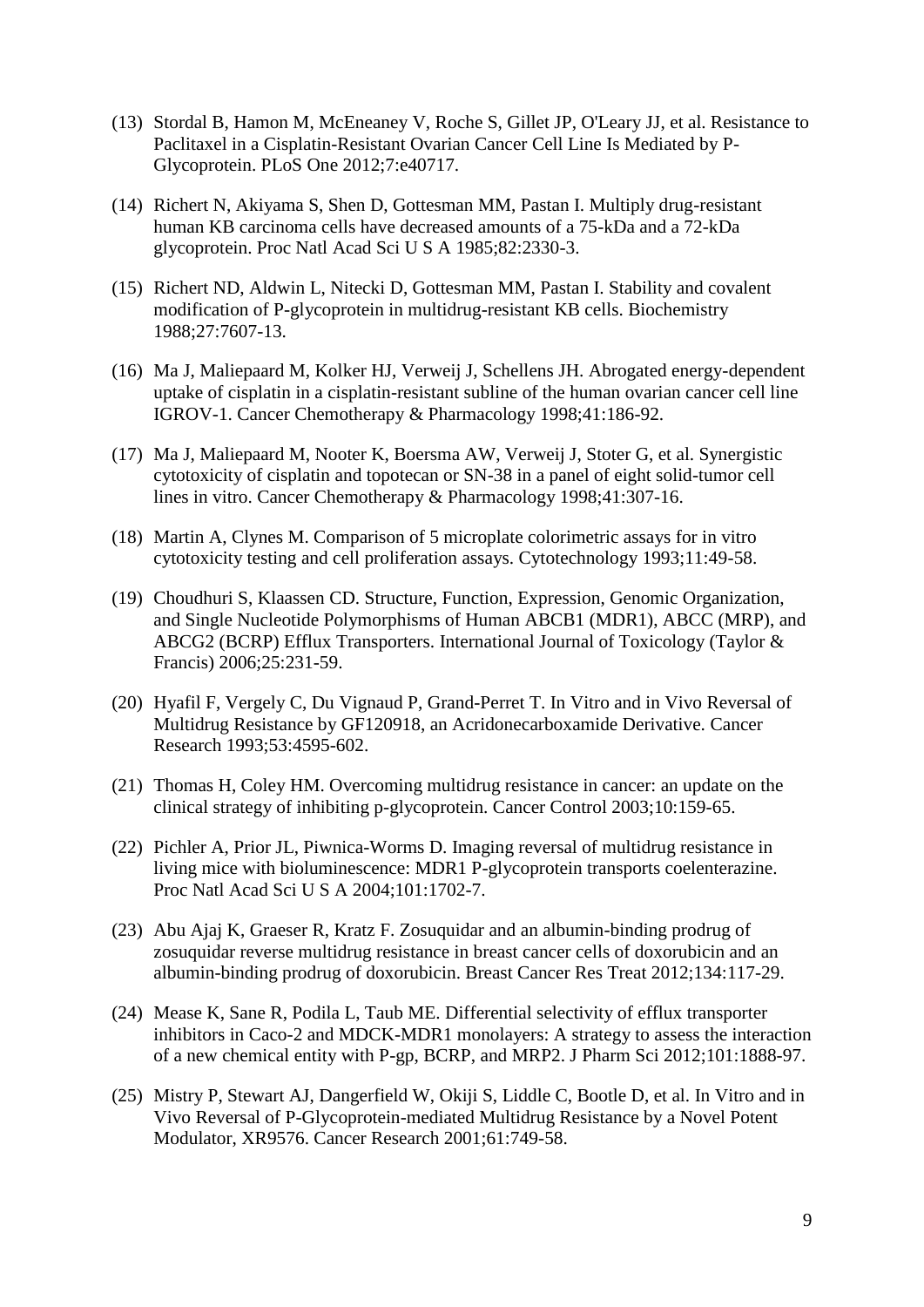(13) Stordal B, Hamon M, McEneaney V, Roche S, Gillet JP, O'Leary JJ, et al. Resistance to Paclitaxel in a Cisplatin-Resistant Ovarian Cancer Cell Line Is Mediated by P-Glycoprotein. PLoS One 2012;7:e40717.

(14) Richert N, Akiyama S, Shen D, Gottesman MM, Pastan I. Multiply drug-resistant human KB carcinoma cells have decreased amounts of a 75-kDa and a 72-kDa glycoprotein. Proc Natl Acad Sci U S A 1985;82:2330-3.

(15) Richert ND, Aldwin L, Nitecki D, Gottesman MM, Pastan I. Stability and covalent modification of P-glycoprotein in multidrug-resistant KB cells. Biochemistry 1988;27:7607-13.

(16) Ma J, Maliepaard M, Kolker HJ, Verweij J, Schellens JH. Abrogated energy-dependent uptake of cisplatin in a cisplatin-resistant subline of the human ovarian cancer cell line IGROV-1. Cancer Chemotherapy & Pharmacology 1998;41:186-92.

(17) Ma J, Maliepaard M, Nooter K, Boersma AW, Verweij J, Stoter G, et al. Synergistic cytotoxicity of cisplatin and topotecan or SN-38 in a panel of eight solid-tumor cell lines in vitro. Cancer Chemotherapy & Pharmacology 1998;41:307-16.

(18) Martin A, Clynes M. Comparison of 5 microplate colorimetric assays for in vitro cytotoxicity testing and cell proliferation assays. Cytotechnology 1993;11:49-58.

(19) Choudhuri S, Klaassen CD. Structure, Function, Expression, Genomic Organization, and Single Nucleotide Polymorphisms of Human ABCB1 (MDR1), ABCC (MRP), and ABCG2 (BCRP) Efflux Transporters. International Journal of Toxicology (Taylor & Francis) 2006;25:231-59.

(20) Hyafil F, Vergely C, Du Vignaud P, Grand-Perret T. In Vitro and in Vivo Reversal of Multidrug Resistance by GF120918, an Acridonecarboxamide Derivative. Cancer Research 1993;53:4595-602.

(21) Thomas H, Coley HM. Overcoming multidrug resistance in cancer: an update on the clinical strategy of inhibiting p-glycoprotein. Cancer Control 2003;10:159-65.

(22) Pichler A, Prior JL, Piwnica-Worms D. Imaging reversal of multidrug resistance in living mice with bioluminescence: MDR1 P-glycoprotein transports coelenterazine. Proc Natl Acad Sci U S A 2004;101:1702-7.

(23) Abu Ajaj K, Graeser R, Kratz F. Zosuquidar and an albumin-binding prodrug of zosuquidar reverse multidrug resistance in breast cancer cells of doxorubicin and an albumin-binding prodrug of doxorubicin. Breast Cancer Res Treat 2012;134:117-29.

(24) Mease K, Sane R, Podila L, Taub ME. Differential selectivity of efflux transporter inhibitors in Caco-2 and MDCK-MDR1 monolayers: A strategy to assess the interaction of a new chemical entity with P-gp, BCRP, and MRP2. J Pharm Sci 2012;101:1888-97.

(25) Mistry P, Stewart AJ, Dangerfield W, Okiji S, Liddle C, Bootle D, et al. In Vitro and in Vivo Reversal of P-Glycoprotein-mediated Multidrug Resistance by a Novel Potent Modulator, XR9576. Cancer Research 2001;61:749-58.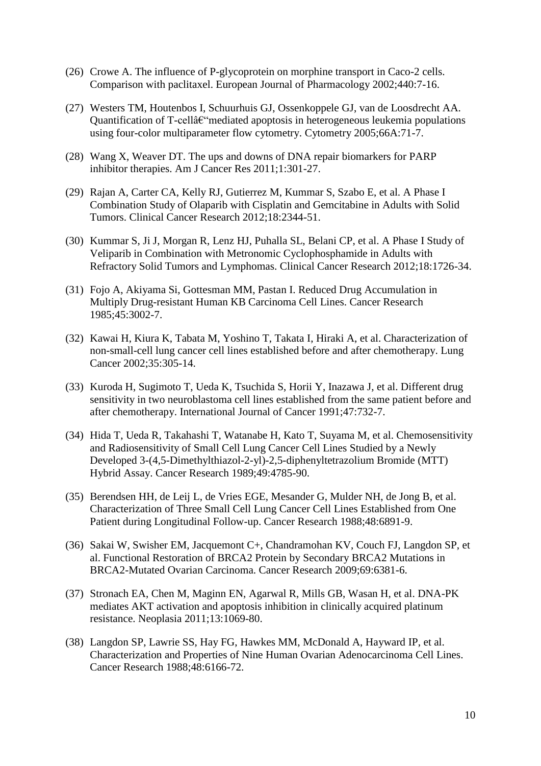(26) Crowe A. The influence of P-glycoprotein on morphine transport in Caco-2 cells. Comparison with paclitaxel. European Journal of Pharmacology 2002;440:7-16.

(27) Westers TM, Houtenbos I, Schuurhuis GJ, Ossenkoppele GJ, van de Loosdrecht AA. Quantification of T-cellâ€“mediated apoptosis in heterogeneous leukemia populations using four-color multiparameter flow cytometry. Cytometry 2005;66A:71-7.

(28) Wang X, Weaver DT. The ups and downs of DNA repair biomarkers for PARP inhibitor therapies. Am J Cancer Res 2011;1:301-27.

(29) Rajan A, Carter CA, Kelly RJ, Gutierrez M, Kummar S, Szabo E, et al. A Phase I Combination Study of Olaparib with Cisplatin and Gemcitabine in Adults with Solid Tumors. Clinical Cancer Research 2012;18:2344-51.

(30) Kummar S, Ji J, Morgan R, Lenz HJ, Puhalla SL, Belani CP, et al. A Phase I Study of Veliparib in Combination with Metronomic Cyclophosphamide in Adults with Refractory Solid Tumors and Lymphomas. Clinical Cancer Research 2012;18:1726-34.

(31) Fojo A, Akiyama Si, Gottesman MM, Pastan I. Reduced Drug Accumulation in Multiply Drug-resistant Human KB Carcinoma Cell Lines. Cancer Research 1985;45:3002-7.

(32) Kawai H, Kiura K, Tabata M, Yoshino T, Takata I, Hiraki A, et al. Characterization of non-small-cell lung cancer cell lines established before and after chemotherapy. Lung Cancer 2002;35:305-14.

(33) Kuroda H, Sugimoto T, Ueda K, Tsuchida S, Horii Y, Inazawa J, et al. Different drug sensitivity in two neuroblastoma cell lines established from the same patient before and after chemotherapy. International Journal of Cancer 1991;47:732-7.

(34) Hida T, Ueda R, Takahashi T, Watanabe H, Kato T, Suyama M, et al. Chemosensitivity and Radiosensitivity of Small Cell Lung Cancer Cell Lines Studied by a Newly Developed 3-(4,5-Dimethylthiazol-2-yl)-2,5-diphenyltetrazolium Bromide (MTT) Hybrid Assay. Cancer Research 1989;49:4785-90.

(35) Berendsen HH, de Leij L, de Vries EGE, Mesander G, Mulder NH, de Jong B, et al. Characterization of Three Small Cell Lung Cancer Cell Lines Established from One Patient during Longitudinal Follow-up. Cancer Research 1988;48:6891-9.

(36) Sakai W, Swisher EM, Jacquemont C+, Chandramohan KV, Couch FJ, Langdon SP, et al. Functional Restoration of BRCA2 Protein by Secondary BRCA2 Mutations in BRCA2-Mutated Ovarian Carcinoma. Cancer Research 2009;69:6381-6.

(37) Stronach EA, Chen M, Maginn EN, Agarwal R, Mills GB, Wasan H, et al. DNA-PK mediates AKT activation and apoptosis inhibition in clinically acquired platinum resistance. Neoplasia 2011;13:1069-80.

(38) Langdon SP, Lawrie SS, Hay FG, Hawkes MM, McDonald A, Hayward IP, et al. Characterization and Properties of Nine Human Ovarian Adenocarcinoma Cell Lines. Cancer Research 1988;48:6166-72.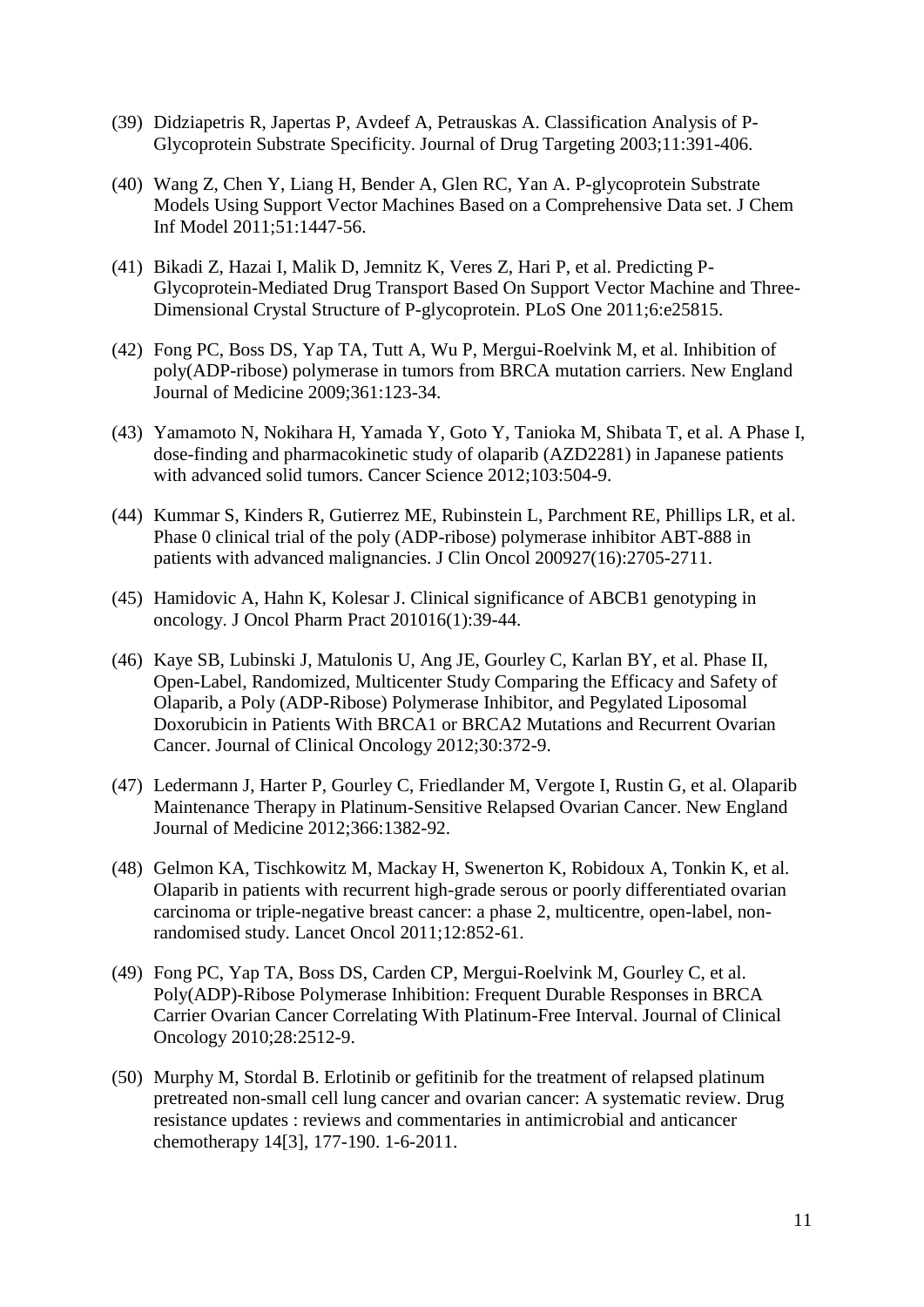(39) Didziapetris R, Japertas P, Avdeef A, Petrauskas A. Classification Analysis of P-Glycoprotein Substrate Specificity. Journal of Drug Targeting 2003;11:391-406.

(40) Wang Z, Chen Y, Liang H, Bender A, Glen RC, Yan A. P-glycoprotein Substrate Models Using Support Vector Machines Based on a Comprehensive Data set. J Chem Inf Model 2011;51:1447-56.

(41) Bikadi Z, Hazai I, Malik D, Jemnitz K, Veres Z, Hari P, et al. Predicting P-Glycoprotein-Mediated Drug Transport Based On Support Vector Machine and Three-Dimensional Crystal Structure of P-glycoprotein. PLoS One 2011;6:e25815.

(42) Fong PC, Boss DS, Yap TA, Tutt A, Wu P, Mergui-Roelvink M, et al. Inhibition of poly(ADP-ribose) polymerase in tumors from BRCA mutation carriers. New England Journal of Medicine 2009;361:123-34.

(43) Yamamoto N, Nokihara H, Yamada Y, Goto Y, Tanioka M, Shibata T, et al. A Phase I, dose-finding and pharmacokinetic study of olaparib (AZD2281) in Japanese patients with advanced solid tumors. Cancer Science 2012;103:504-9.

(44) Kummar S, Kinders R, Gutierrez ME, Rubinstein L, Parchment RE, Phillips LR, et al. Phase 0 clinical trial of the poly (ADP-ribose) polymerase inhibitor ABT-888 in patients with advanced malignancies. J Clin Oncol 200927(16):2705-2711.

(45) Hamidovic A, Hahn K, Kolesar J. Clinical significance of ABCB1 genotyping in oncology. J Oncol Pharm Pract 201016(1):39-44.

(46) Kaye SB, Lubinski J, Matulonis U, Ang JE, Gourley C, Karlan BY, et al. Phase II, Open-Label, Randomized, Multicenter Study Comparing the Efficacy and Safety of Olaparib, a Poly (ADP-Ribose) Polymerase Inhibitor, and Pegylated Liposomal Doxorubicin in Patients With BRCA1 or BRCA2 Mutations and Recurrent Ovarian Cancer. Journal of Clinical Oncology 2012;30:372-9.

(47) Ledermann J, Harter P, Gourley C, Friedlander M, Vergote I, Rustin G, et al. Olaparib Maintenance Therapy in Platinum-Sensitive Relapsed Ovarian Cancer. New England Journal of Medicine 2012;366:1382-92.

(48) Gelmon KA, Tischkowitz M, Mackay H, Swenerton K, Robidoux A, Tonkin K, et al. Olaparib in patients with recurrent high-grade serous or poorly differentiated ovarian carcinoma or triple-negative breast cancer: a phase 2, multicentre, open-label, non-randomised study. Lancet Oncol 2011;12:852-61.

(49) Fong PC, Yap TA, Boss DS, Carden CP, Mergui-Roelvink M, Gourley C, et al. Poly(ADP)-Ribose Polymerase Inhibition: Frequent Durable Responses in BRCA Carrier Ovarian Cancer Correlating With Platinum-Free Interval. Journal of Clinical Oncology 2010;28:2512-9.

(50) Murphy M, Stordal B. Erlotinib or gefitinib for the treatment of relapsed platinum pretreated non-small cell lung cancer and ovarian cancer: A systematic review. Drug resistance updates : reviews and commentaries in antimicrobial and anticancer chemotherapy 14[3], 177-190. 1-6-2011.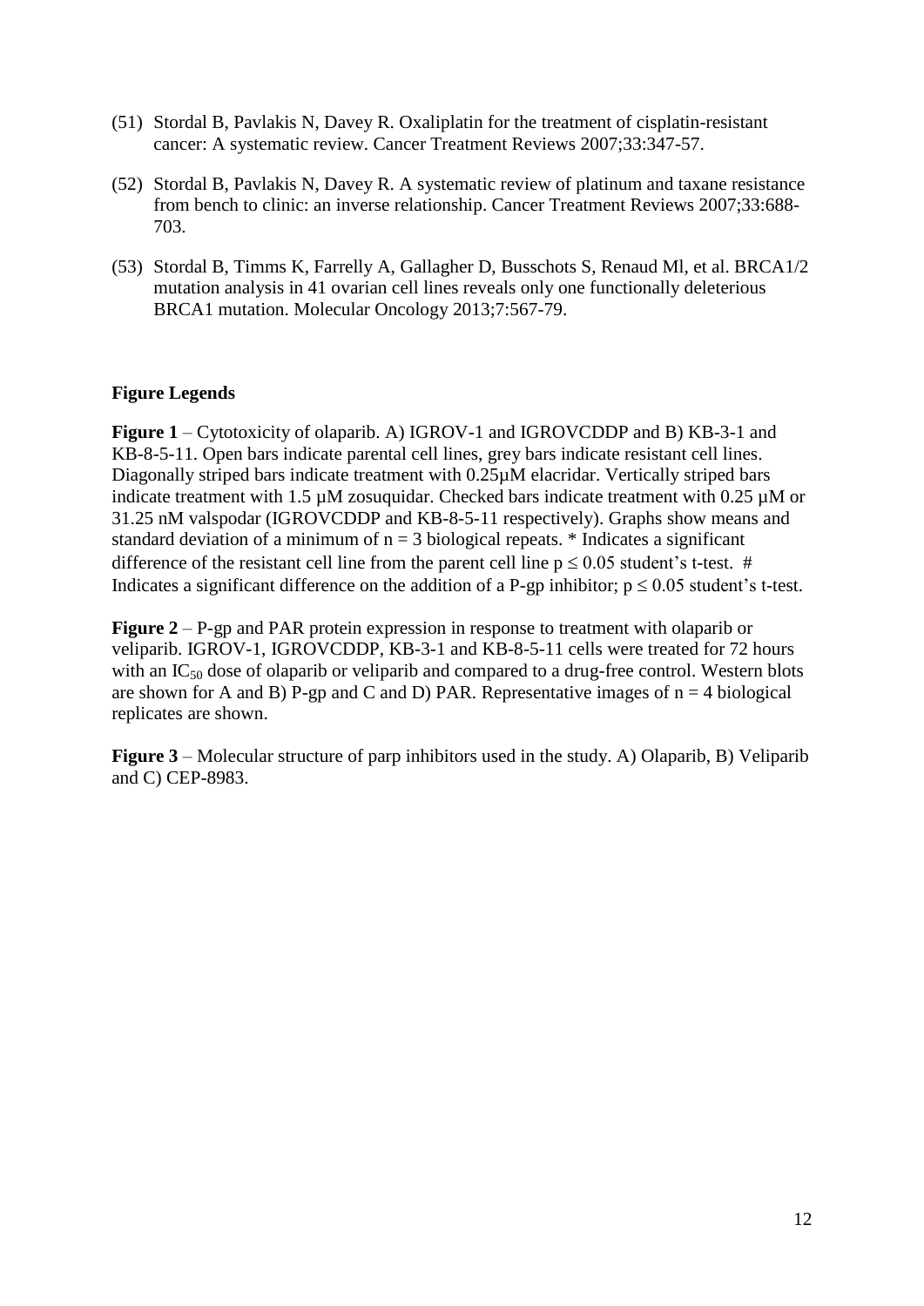(51) Stordal B, Pavlakis N, Davey R. Oxaliplatin for the treatment of cisplatin-resistant cancer: A systematic review. Cancer Treatment Reviews 2007;33:347-57.

(52) Stordal B, Pavlakis N, Davey R. A systematic review of platinum and taxane resistance from bench to clinic: an inverse relationship. Cancer Treatment Reviews 2007;33:688-703.

(53) Stordal B, Timms K, Farrelly A, Gallagher D, Busschots S, Renaud Ml, et al. BRCA1/2 mutation analysis in 41 ovarian cell lines reveals only one functionally deleterious BRCA1 mutation. Molecular Oncology 2013;7:567-79.

## Figure Legends

**Figure 1** – Cytotoxicity of olaparib. A) IGROV-1 and IGROVCDDP and B) KB-3-1 and KB-8-5-11. Open bars indicate parental cell lines, grey bars indicate resistant cell lines. Diagonally striped bars indicate treatment with 0.25µM elacridar. Vertically striped bars indicate treatment with 1.5 µM zosuquidar. Checked bars indicate treatment with 0.25 µM or 31.25 nM valspodar (IGROVCDDP and KB-8-5-11 respectively). Graphs show means and standard deviation of a minimum of n = 3 biological repeats. * Indicates a significant difference of the resistant cell line from the parent cell line $p \leq 0.05$ student's t-test. # Indicates a significant difference on the addition of a P-gp inhibitor; $p \leq 0.05$ student's t-test.

**Figure 2** – P-gp and PAR protein expression in response to treatment with olaparib or veliparib. IGROV-1, IGROVCDDP, KB-3-1 and KB-8-5-11 cells were treated for 72 hours with an $IC_{50}$ dose of olaparib or veliparib and compared to a drug-free control. Western blots are shown for A and B) P-gp and C and D) PAR. Representative images of n = 4 biological replicates are shown.

**Figure 3** – Molecular structure of parp inhibitors used in the study. A) Olaparib, B) Veliparib and C) CEP-8983.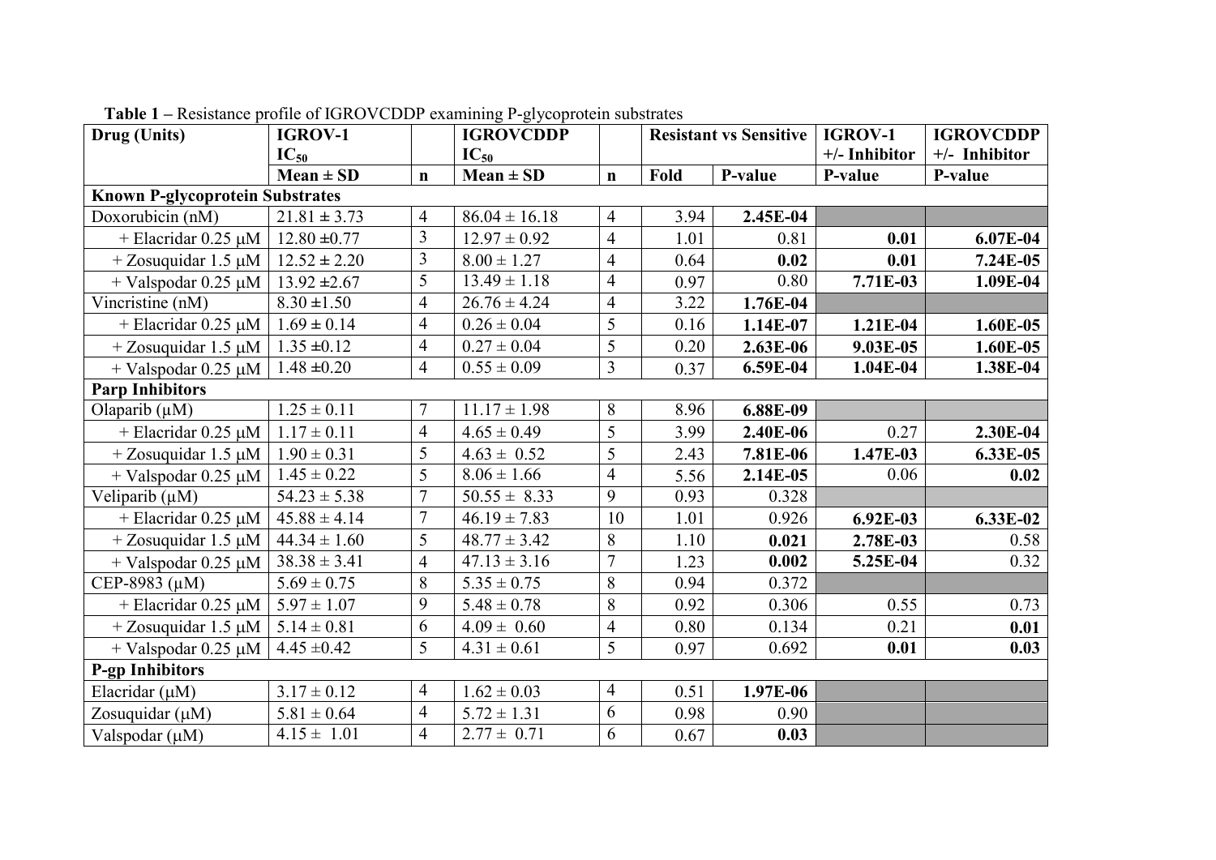**Table 1** – Resistance profile of IGROVCDDP examining P-glycoprotein substrates

| Drug (Units) | IGROV-1 $IC_{50}$ | | IGROVCDDP $IC_{50}$ | | Resistant vs Sensitive | | IGROV-1 +/- Inhibitor | IGROVCDDP +/- Inhibitor |
|---|---|---|---|---|---|---|---|---|
| | Mean ± SD | n | Mean ± SD | n | Fold | P-value | P-value | P-value |
| **Known P-glycoprotein Substrates** | | | | | | | | |
| Doxorubicin (nM) | 21.81 ± 3.73 | 4 | 86.04 ± 16.18 | 4 | 3.94 | **2.45E-04** | | |
| + Elacridar 0.25 μM | 12.80 ±0.77 | 3 | 12.97 ± 0.92 | 4 | 1.01 | 0.81 | **0.01** | **6.07E-04** |
| + Zosuquidar 1.5 μM | 12.52 ± 2.20 | 3 | 8.00 ± 1.27 | 4 | 0.64 | **0.02** | **0.01** | **7.24E-05** |
| + Valspodar 0.25 μM | 13.92 ±2.67 | 5 | 13.49 ± 1.18 | 4 | 0.97 | 0.80 | **7.71E-03** | **1.09E-04** |
| Vincristine (nM) | 8.30 ±1.50 | 4 | 26.76 ± 4.24 | 4 | 3.22 | **1.76E-04** | | |
| + Elacridar 0.25 μM | 1.69 ± 0.14 | 4 | 0.26 ± 0.04 | 5 | 0.16 | **1.14E-07** | **1.21E-04** | **1.60E-05** |
| + Zosuquidar 1.5 μM | 1.35 ±0.12 | 4 | 0.27 ± 0.04 | 5 | 0.20 | **2.63E-06** | **9.03E-05** | **1.60E-05** |
| + Valspodar 0.25 μM | 1.48 ±0.20 | 4 | 0.55 ± 0.09 | 3 | 0.37 | **6.59E-04** | **1.04E-04** | **1.38E-04** |
| **Parp Inhibitors** | | | | | | | | |
| Olaparib (μM) | 1.25 ± 0.11 | 7 | 11.17 ± 1.98 | 8 | 8.96 | **6.88E-09** | | |
| + Elacridar 0.25 μM | 1.17 ± 0.11 | 4 | 4.65 ± 0.49 | 5 | 3.99 | **2.40E-06** | 0.27 | **2.30E-04** |
| + Zosuquidar 1.5 μM | 1.90 ± 0.31 | 5 | 4.63 ± 0.52 | 5 | 2.43 | **7.81E-06** | **1.47E-03** | **6.33E-05** |
| + Valspodar 0.25 μM | 1.45 ± 0.22 | 5 | 8.06 ± 1.66 | 4 | 5.56 | **2.14E-05** | 0.06 | **0.02** |
| Veliparib (μM) | 54.23 ± 5.38 | 7 | 50.55 ± 8.33 | 9 | 0.93 | 0.328 | | |
| + Elacridar 0.25 μM | 45.88 ± 4.14 | 7 | 46.19 ± 7.83 | 10 | 1.01 | 0.926 | **6.92E-03** | **6.33E-02** |
| + Zosuquidar 1.5 μM | 44.34 ± 1.60 | 5 | 48.77 ± 3.42 | 8 | 1.10 | **0.021** | **2.78E-03** | 0.58 |
| + Valspodar 0.25 μM | 38.38 ± 3.41 | 4 | 47.13 ± 3.16 | 7 | 1.23 | **0.002** | **5.25E-04** | 0.32 |
| CEP-8983 (μM) | 5.69 ± 0.75 | 8 | 5.35 ± 0.75 | 8 | 0.94 | 0.372 | | |
| + Elacridar 0.25 μM | 5.97 ± 1.07 | 9 | 5.48 ± 0.78 | 8 | 0.92 | 0.306 | 0.55 | 0.73 |
| + Zosuquidar 1.5 μM | 5.14 ± 0.81 | 6 | 4.09 ± 0.60 | 4 | 0.80 | 0.134 | 0.21 | **0.01** |
| + Valspodar 0.25 μM | 4.45 ±0.42 | 5 | 4.31 ± 0.61 | 5 | 0.97 | 0.692 | **0.01** | **0.03** |
| **P-gp Inhibitors** | | | | | | | | |
| Elacridar (μM) | 3.17 ± 0.12 | 4 | 1.62 ± 0.03 | 4 | 0.51 | **1.97E-06** | | |
| Zosuquidar (μM) | 5.81 ± 0.64 | 4 | 5.72 ± 1.31 | 6 | 0.98 | 0.90 | | |
| Valspodar (μM) | 4.15 ± 1.01 | 4 | 2.77 ± 0.71 | 6 | 0.67 | **0.03** | | |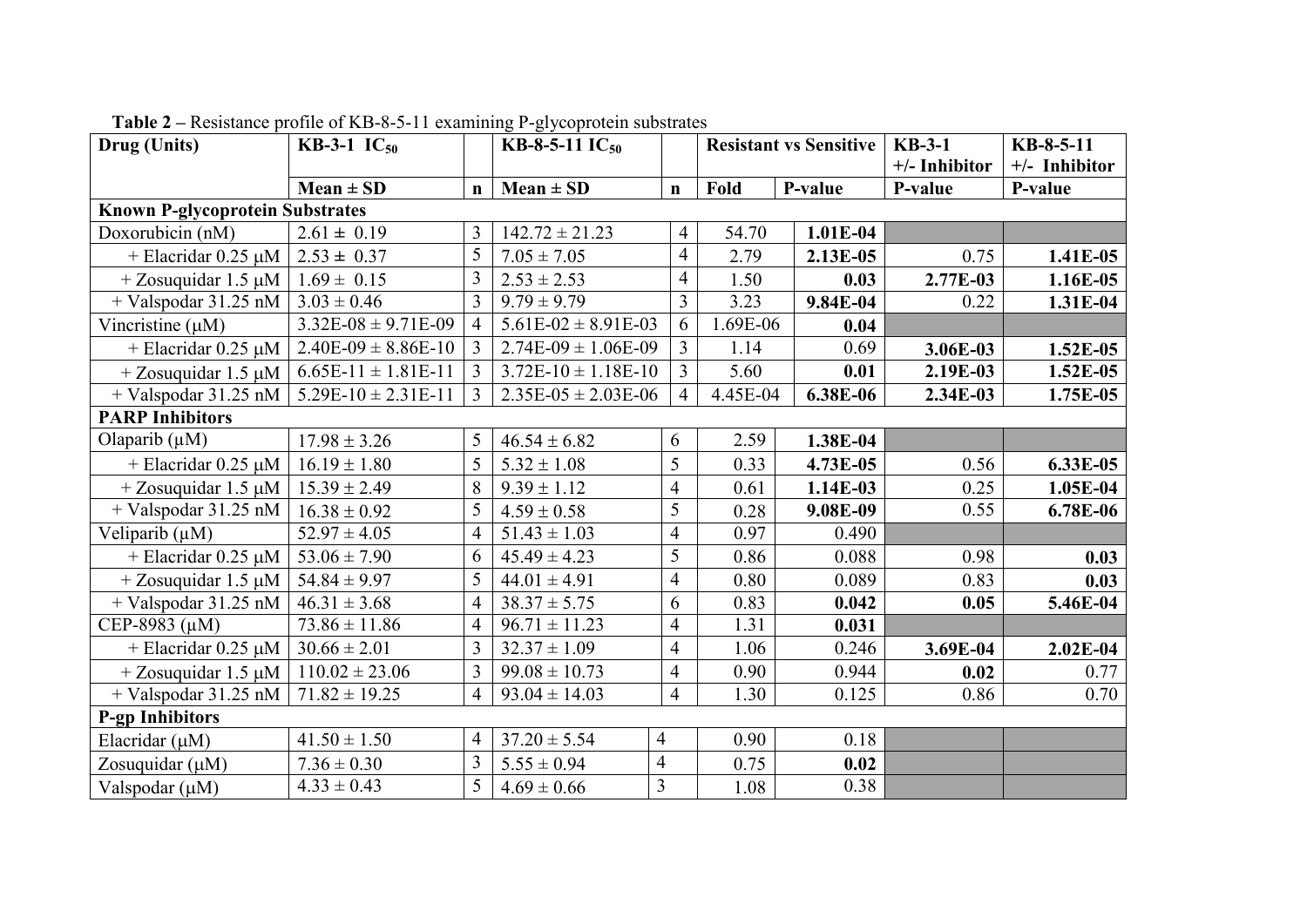**Table 2** – Resistance profile of KB-8-5-11 examining P-glycoprotein substrates

| Drug (Units) | KB-3-1 $IC_{50}$ | | KB-8-5-11 $IC_{50}$ | | Resistant vs Sensitive | | KB-3-1 +/- Inhibitor | KB-8-5-11 +/- Inhibitor |
|---|---|---|---|---|---|---|---|---|
| | Mean ± SD | n | Mean ± SD | n | Fold | P-value | P-value | P-value |
| **Known P-glycoprotein Substrates** | | | | | | | | |
| Doxorubicin (nM) | 2.61 ± 0.19 | 3 | 142.72 ± 21.23 | 4 | 54.70 | **1.01E-04** | | |
| + Elacridar 0.25 μM | 2.53 ± 0.37 | 5 | 7.05 ± 7.05 | 4 | 2.79 | **2.13E-05** | 0.75 | **1.41E-05** |
| + Zosuquidar 1.5 μM | 1.69 ± 0.15 | 3 | 2.53 ± 2.53 | 4 | 1.50 | **0.03** | **2.77E-03** | **1.16E-05** |
| + Valspodar 31.25 nM | 3.03 ± 0.46 | 3 | 9.79 ± 9.79 | 3 | 3.23 | **9.84E-04** | 0.22 | **1.31E-04** |
| Vincristine (μM) | 3.32E-08 ± 9.71E-09 | 4 | 5.61E-02 ± 8.91E-03 | 6 | 1.69E-06 | **0.04** | | |
| + Elacridar 0.25 μM | 2.40E-09 ± 8.86E-10 | 3 | 2.74E-09 ± 1.06E-09 | 3 | 1.14 | 0.69 | **3.06E-03** | **1.52E-05** |
| + Zosuquidar 1.5 μM | 6.65E-11 ± 1.81E-11 | 3 | 3.72E-10 ± 1.18E-10 | 3 | 5.60 | **0.01** | **2.19E-03** | **1.52E-05** |
| + Valspodar 31.25 nM | 5.29E-10 ± 2.31E-11 | 3 | 2.35E-05 ± 2.03E-06 | 4 | 4.45E-04 | **6.38E-06** | **2.34E-03** | **1.75E-05** |
| **PARP Inhibitors** | | | | | | | | |
| Olaparib (μM) | 17.98 ± 3.26 | 5 | 46.54 ± 6.82 | 6 | 2.59 | **1.38E-04** | | |
| + Elacridar 0.25 μM | 16.19 ± 1.80 | 5 | 5.32 ± 1.08 | 5 | 0.33 | **4.73E-05** | 0.56 | **6.33E-05** |
| + Zosuquidar 1.5 μM | 15.39 ± 2.49 | 8 | 9.39 ± 1.12 | 4 | 0.61 | **1.14E-03** | 0.25 | **1.05E-04** |
| + Valspodar 31.25 nM | 16.38 ± 0.92 | 5 | 4.59 ± 0.58 | 5 | 0.28 | **9.08E-09** | 0.55 | **6.78E-06** |
| Veliparib (μM) | 52.97 ± 4.05 | 4 | 51.43 ± 1.03 | 4 | 0.97 | 0.490 | | |
| + Elacridar 0.25 μM | 53.06 ± 7.90 | 6 | 45.49 ± 4.23 | 5 | 0.86 | 0.088 | 0.98 | **0.03** |
| + Zosuquidar 1.5 μM | 54.84 ± 9.97 | 5 | 44.01 ± 4.91 | 4 | 0.80 | 0.089 | 0.83 | **0.03** |
| + Valspodar 31.25 nM | 46.31 ± 3.68 | 4 | 38.37 ± 5.75 | 6 | 0.83 | **0.042** | **0.05** | **5.46E-04** |
| CEP-8983 (μM) | 73.86 ± 11.86 | 4 | 96.71 ± 11.23 | 4 | 1.31 | **0.031** | | |
| + Elacridar 0.25 μM | 30.66 ± 2.01 | 3 | 32.37 ± 1.09 | 4 | 1.06 | 0.246 | **3.69E-04** | **2.02E-04** |
| + Zosuquidar 1.5 μM | 110.02 ± 23.06 | 3 | 99.08 ± 10.73 | 4 | 0.90 | 0.944 | **0.02** | 0.77 |
| + Valspodar 31.25 nM | 71.82 ± 19.25 | 4 | 93.04 ± 14.03 | 4 | 1.30 | 0.125 | 0.86 | 0.70 |
| **P-gp Inhibitors** | | | | | | | | |
| Elacridar (μM) | 41.50 ± 1.50 | 4 | 37.20 ± 5.54 | 4 | 0.90 | 0.18 | | |
| Zosuquidar (μM) | 7.36 ± 0.30 | 3 | 5.55 ± 0.94 | 4 | 0.75 | **0.02** | | |
| Valspodar (μM) | 4.33 ± 0.43 | 5 | 4.69 ± 0.66 | 3 | 1.08 | 0.38 | | |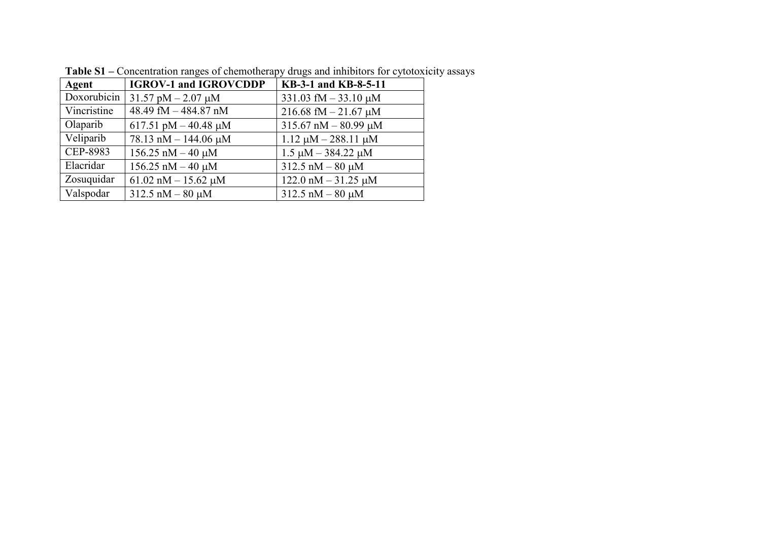**Table S1 –** Concentration ranges of chemotherapy drugs and inhibitors for cytotoxicity assays

| **Agent** | **IGROV-1 and IGROVCDDP** | **KB-3-1 and KB-8-5-11** |
|---|---|---|
| Doxorubicin | 31.57 pM – 2.07 μM | 331.03 fM – 33.10 μM |
| Vincristine | 48.49 fM – 484.87 nM | 216.68 fM – 21.67 μM |
| Olaparib | 617.51 pM – 40.48 μM | 315.67 nM – 80.99 μM |
| Veliparib | 78.13 nM – 144.06 μM | 1.12 μM – 288.11 μM |
| CEP-8983 | 156.25 nM – 40 μM | 1.5 μM – 384.22 μM |
| Elacridar | 156.25 nM – 40 μM | 312.5 nM – 80 μM |
| Zosuquidar | 61.02 nM – 15.62 μM | 122.0 nM – 31.25 μM |
| Valspodar | 312.5 nM – 80 μM | 312.5 nM – 80 μM |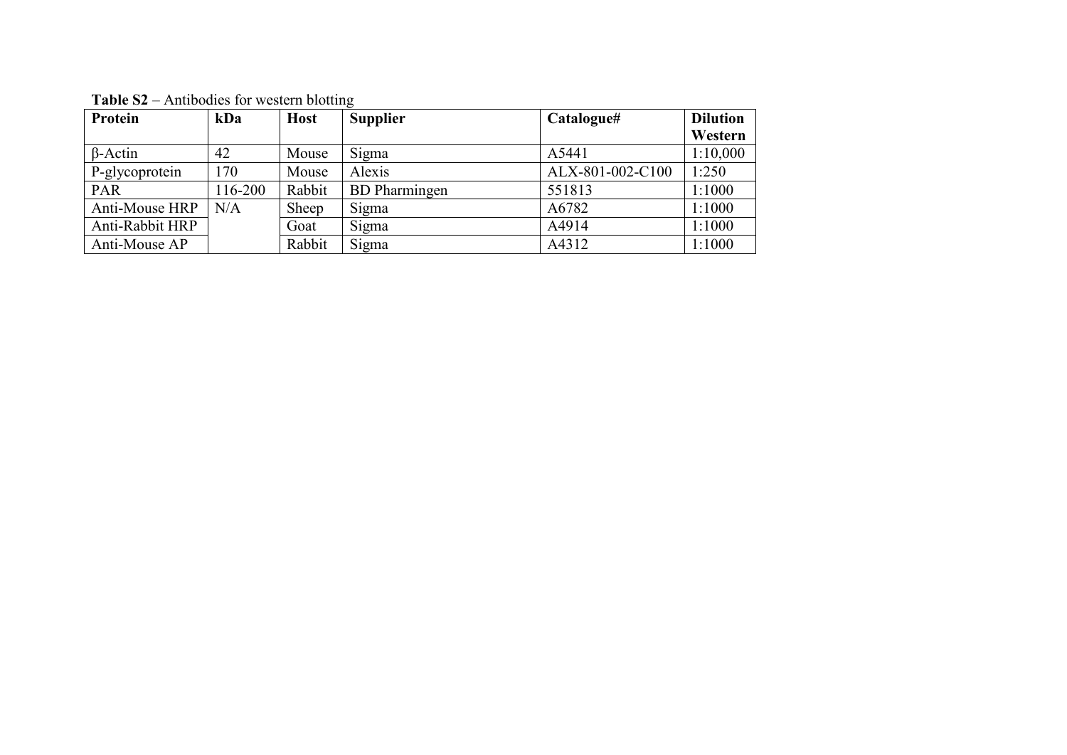**Table S2** – Antibodies for western blotting

| Protein | kDa | Host | Supplier | Catalogue# | Dilution Western |
|---|---|---|---|---|---|
| β-Actin | 42 | Mouse | Sigma | A5441 | 1:10,000 |
| P-glycoprotein | 170 | Mouse | Alexis | ALX-801-002-C100 | 1:250 |
| PAR | 116-200 | Rabbit | BD Pharmingen | 551813 | 1:1000 |
| Anti-Mouse HRP | N/A | Sheep | Sigma | A6782 | 1:1000 |
| Anti-Rabbit HRP | | Goat | Sigma | A4914 | 1:1000 |
| Anti-Mouse AP | | Rabbit | Sigma | A4312 | 1:1000 |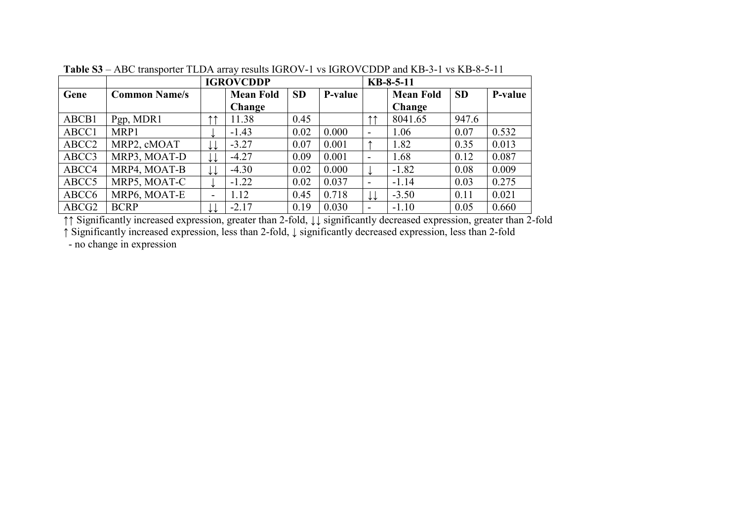**Table S3** – ABC transporter TLDA array results IGROV-1 vs IGROVCDDP and KB-3-1 vs KB-8-5-11

| | | IGROVCDDP | | | | KB-8-5-11 | | | |
|---|---|---|---|---|---|---|---|---|---|
| **Gene** | **Common Name/s** | | **Mean Fold Change** | **SD** | **P-value** | | **Mean Fold Change** | **SD** | **P-value** |
| ABCB1 | Pgp, MDR1 | ↑↑ | 11.38 | 0.45 | | ↑↑ | 8041.65 | 947.6 | |
| ABCC1 | MRP1 | ↓ | -1.43 | 0.02 | 0.000 | - | 1.06 | 0.07 | 0.532 |
| ABCC2 | MRP2, cMOAT | ↓↓ | -3.27 | 0.07 | 0.001 | ↑ | 1.82 | 0.35 | 0.013 |
| ABCC3 | MRP3, MOAT-D | ↓↓ | -4.27 | 0.09 | 0.001 | - | 1.68 | 0.12 | 0.087 |
| ABCC4 | MRP4, MOAT-B | ↓↓ | -4.30 | 0.02 | 0.000 | ↓ | -1.82 | 0.08 | 0.009 |
| ABCC5 | MRP5, MOAT-C | ↓ | -1.22 | 0.02 | 0.037 | - | -1.14 | 0.03 | 0.275 |
| ABCC6 | MRP6, MOAT-E | - | 1.12 | 0.45 | 0.718 | ↓↓ | -3.50 | 0.11 | 0.021 |
| ABCG2 | BCRP | ↓↓ | -2.17 | 0.19 | 0.030 | - | -1.10 | 0.05 | 0.660 |

↑↑ Significantly increased expression, greater than 2-fold, ↓↓ significantly decreased expression, greater than 2-fold
↑ Significantly increased expression, less than 2-fold, ↓ significantly decreased expression, less than 2-fold
- no change in expression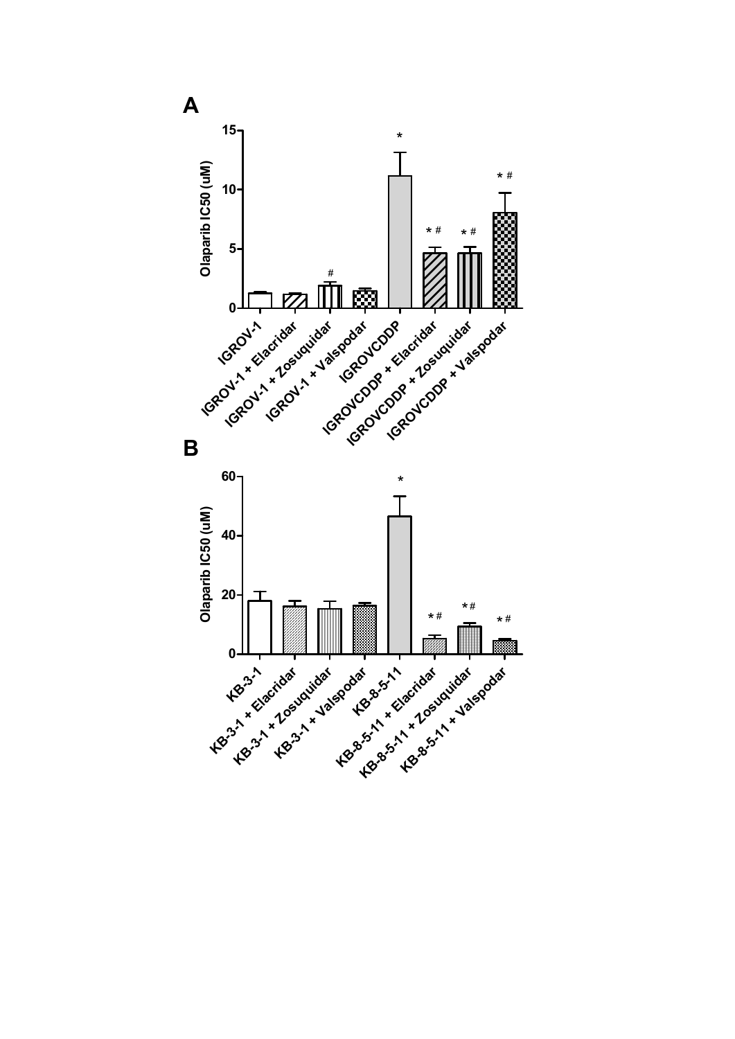**A**

Olaparib IC50 (uM)

15, 10, 5, 0

IGROV-1

IGROV-1 + Elacridar

IGROV-1 + Zosuquidar #

IGROV-1 + Valspodar

IGROVCDDP *

IGROVCDDP + Elacridar * #

IGROVCDDP + Zosuquidar * #

IGROVCDDP + Valspodar * #

**B**

Olaparib IC50 (uM)

60, 40, 20, 0

KB-3-1

KB-3-1 + Elacridar

KB-3-1 + Zosuquidar

KB-3-1 + Valspodar

KB-8-5-11 *

KB-8-5-11 + Elacridar * #

KB-8-5-11 + Zosuquidar * #

KB-8-5-11 + Valspodar * #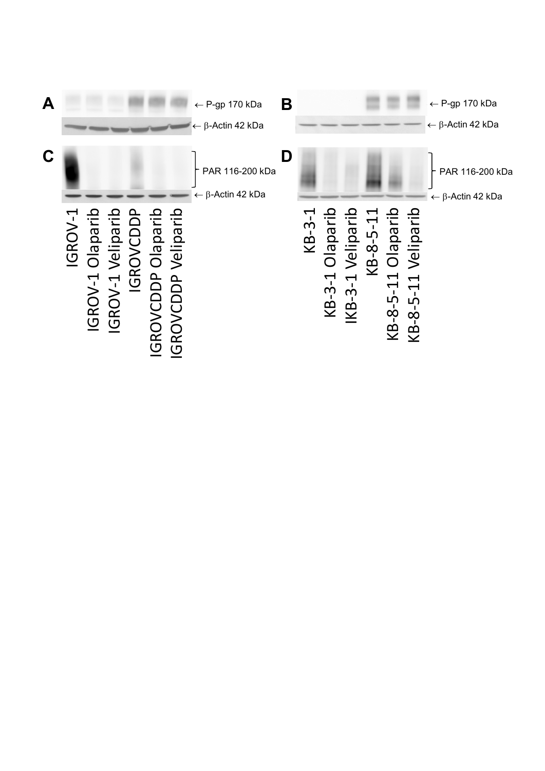A ← P-gp 170 kDa

← β-Actin 42 kDa

B ← P-gp 170 kDa

← β-Actin 42 kDa

C PAR 116-200 kDa

← β-Actin 42 kDa

D PAR 116-200 kDa

← β-Actin 42 kDa

IGROV-1
IGROV-1 Olaparib
IGROV-1 Veliparib
IGROVCDDP
IGROVCDDP Olaparib
IGROVCDDP Veliparib

KB-3-1
KB-3-1 Olaparib
IKB-3-1 Veliparib
KB-8-5-11
KB-8-5-11 Olaparib
KB-8-5-11 Veliparib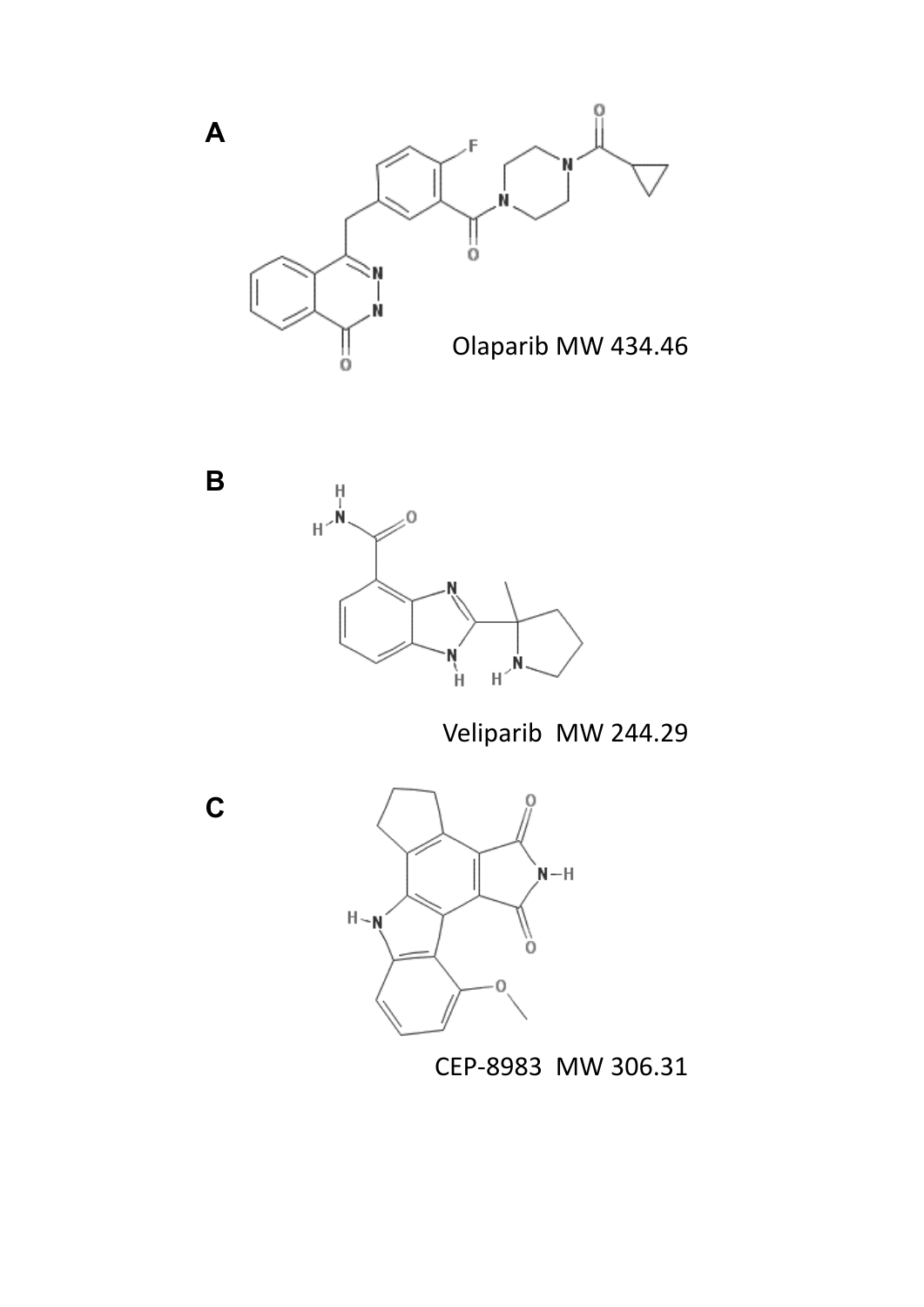A

Olaparib MW 434.46

B

Veliparib MW 244.29

C

CEP-8983 MW 306.31